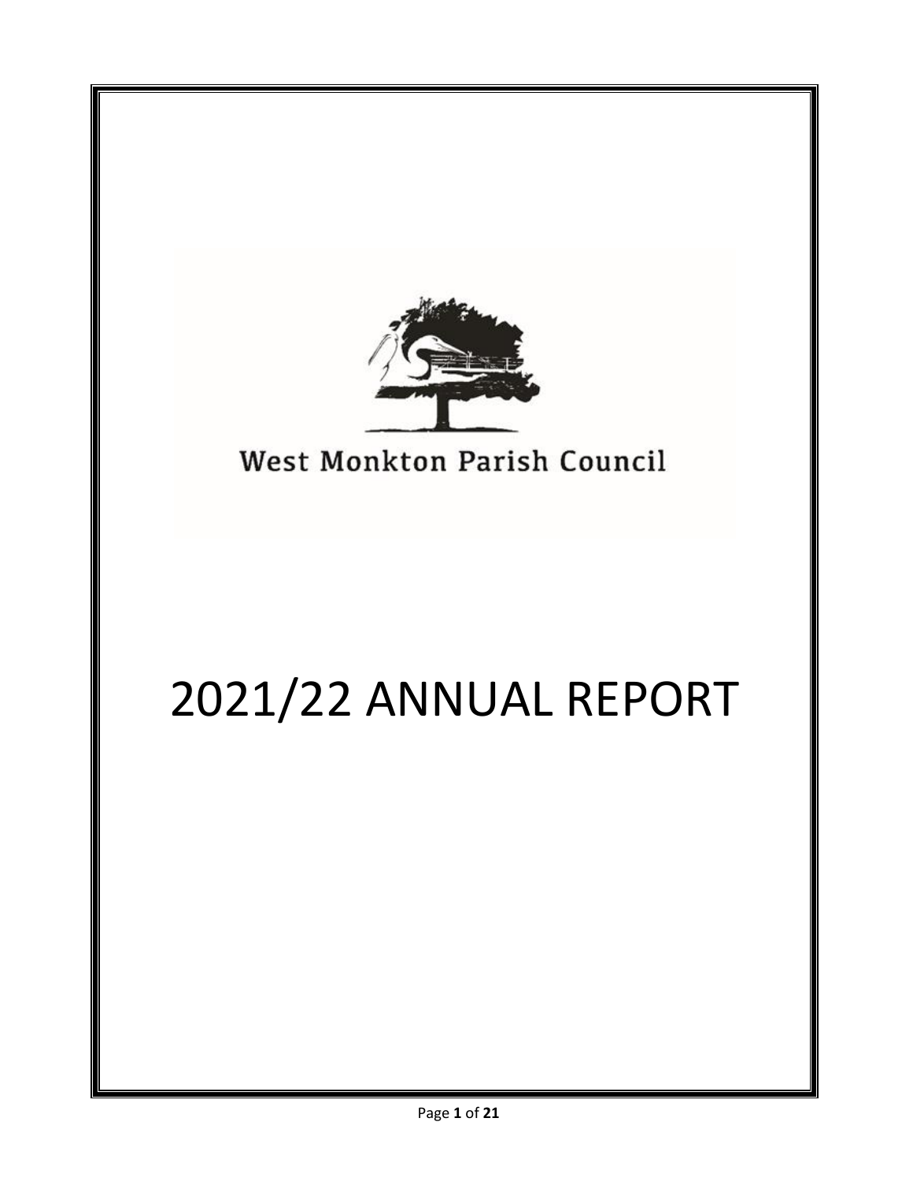West Monkton Parish Council

# 2021/22 ANNUAL REPORT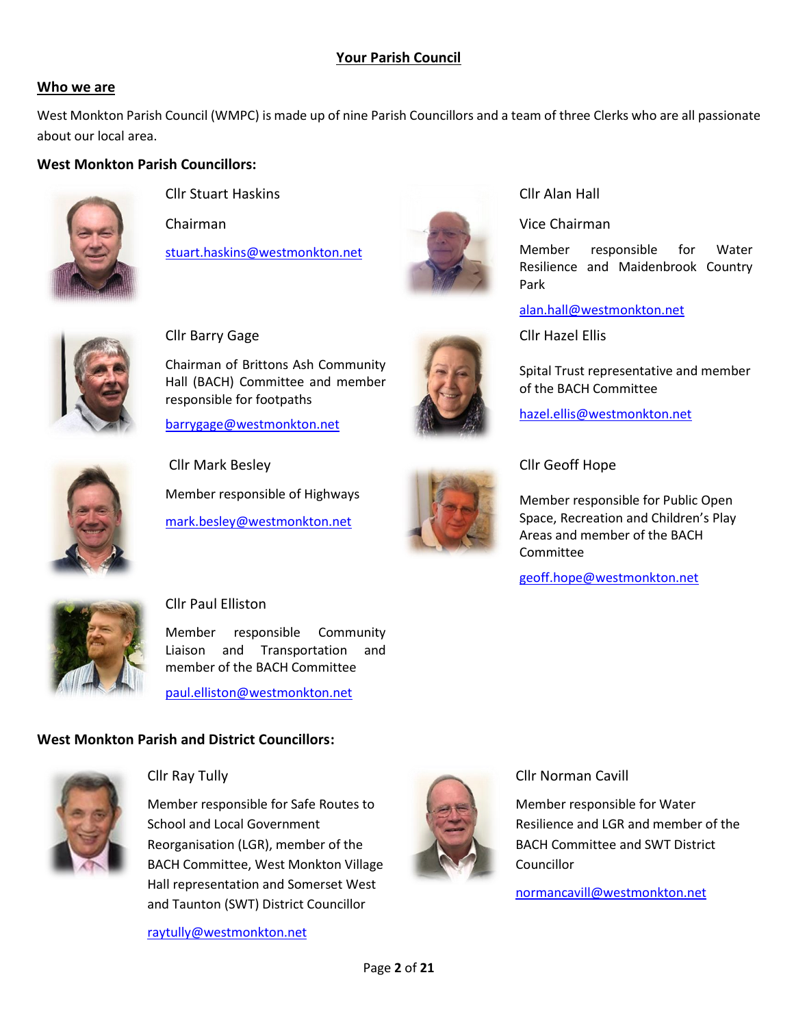# Your Parish Council

## Who we are

West Monkton Parish Council (WMPC) is made up of nine Parish Councillors and a team of three Clerks who are all passionate about our local area.

### West Monkton Parish Councillors:

Cllr Stuart Haskins

Chairman

stuart.haskins@westmonkton.net

Cllr Alan Hall

Vice Chairman

Member responsible for Water Resilience and Maidenbrook Country Park

alan.hall@westmonkton.net

Cllr Barry Gage

Chairman of Brittons Ash Community Hall (BACH) Committee and member responsible for footpaths

barrygage@westmonkton.net

Cllr Hazel Ellis

Spital Trust representative and member of the BACH Committee

hazel.ellis@westmonkton.net

Cllr Mark Besley

Member responsible of Highways

mark.besley@westmonkton.net

Cllr Geoff Hope

Member responsible for Public Open Space, Recreation and Children's Play Areas and member of the BACH Committee

geoff.hope@westmonkton.net

Cllr Paul Elliston

Member responsible Community Liaison and Transportation and member of the BACH Committee

paul.elliston@westmonkton.net

### West Monkton Parish and District Councillors:

Cllr Ray Tully

Member responsible for Safe Routes to School and Local Government Reorganisation (LGR), member of the BACH Committee, West Monkton Village Hall representation and Somerset West and Taunton (SWT) District Councillor

raytully@westmonkton.net

Cllr Norman Cavill

Member responsible for Water Resilience and LGR and member of the BACH Committee and SWT District Councillor

normancavill@westmonkton.net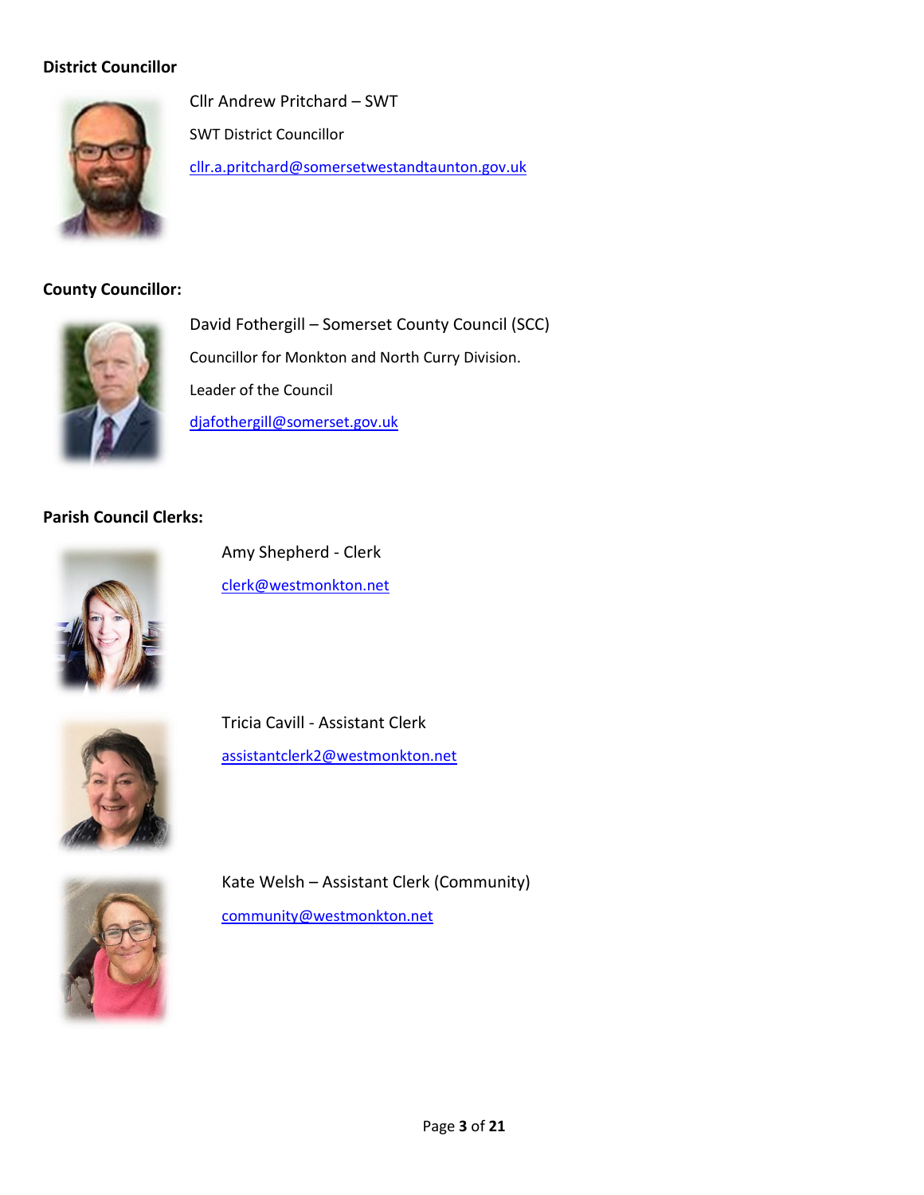**District Councillor**

Cllr Andrew Pritchard – SWT

SWT District Councillor

cllr.a.pritchard@somersetwestandtaunton.gov.uk

**County Councillor:**

David Fothergill – Somerset County Council (SCC)

Councillor for Monkton and North Curry Division.

Leader of the Council

djafothergill@somerset.gov.uk

**Parish Council Clerks:**

Amy Shepherd - Clerk

clerk@westmonkton.net

Tricia Cavill - Assistant Clerk

assistantclerk2@westmonkton.net

Kate Welsh – Assistant Clerk (Community)

community@westmonkton.net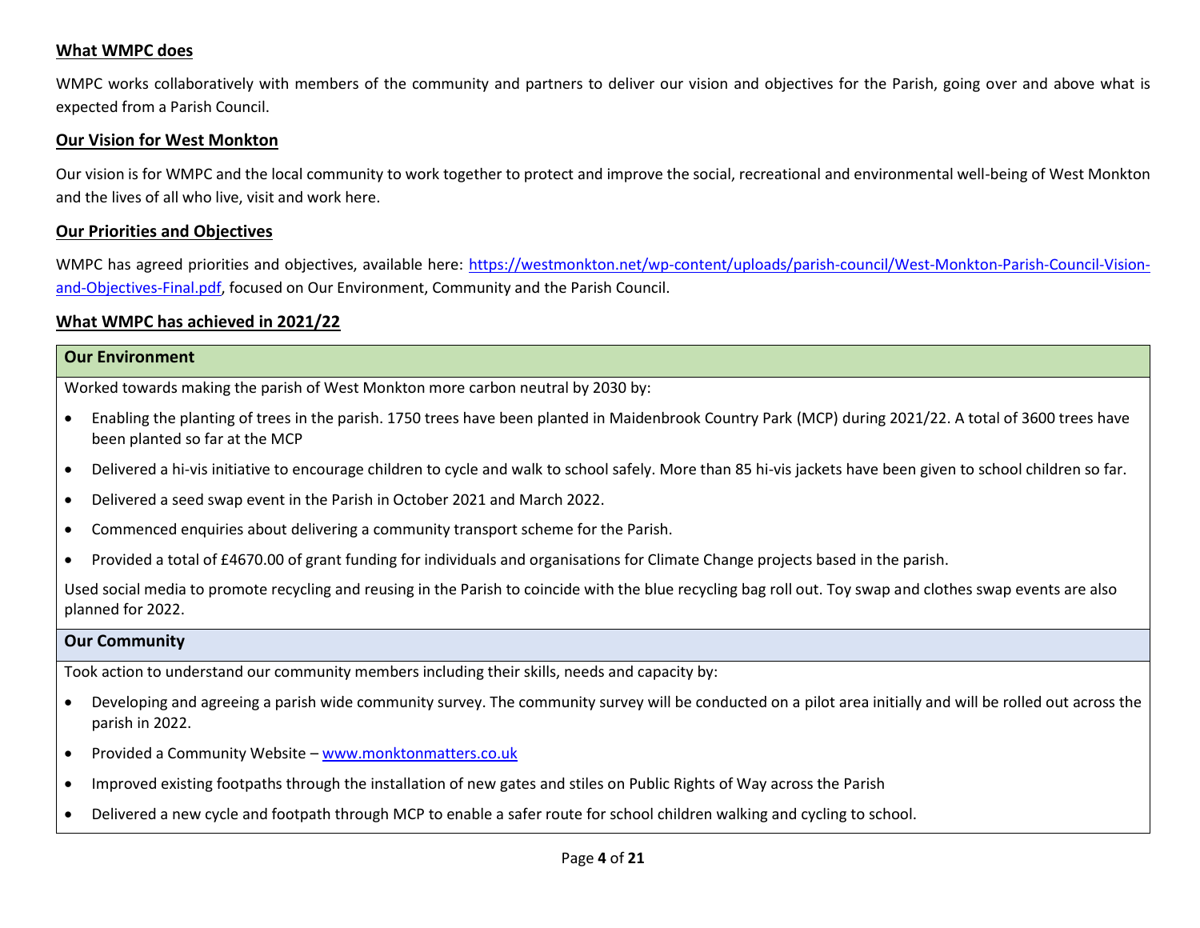## What WMPC does

WMPC works collaboratively with members of the community and partners to deliver our vision and objectives for the Parish, going over and above what is expected from a Parish Council.

## Our Vision for West Monkton

Our vision is for WMPC and the local community to work together to protect and improve the social, recreational and environmental well-being of West Monkton and the lives of all who live, visit and work here.

## Our Priorities and Objectives

WMPC has agreed priorities and objectives, available here: [https://westmonkton.net/wp-content/uploads/parish-council/West-Monkton-Parish-Council-Vision-and-Objectives-Final.pdf](https://westmonkton.net/wp-content/uploads/parish-council/West-Monkton-Parish-Council-Vision-and-Objectives-Final.pdf), focused on Our Environment, Community and the Parish Council.

## What WMPC has achieved in 2021/22

### Our Environment

Worked towards making the parish of West Monkton more carbon neutral by 2030 by:

- Enabling the planting of trees in the parish. 1750 trees have been planted in Maidenbrook Country Park (MCP) during 2021/22. A total of 3600 trees have been planted so far at the MCP
- Delivered a hi-vis initiative to encourage children to cycle and walk to school safely. More than 85 hi-vis jackets have been given to school children so far.
- Delivered a seed swap event in the Parish in October 2021 and March 2022.
- Commenced enquiries about delivering a community transport scheme for the Parish.
- Provided a total of £4670.00 of grant funding for individuals and organisations for Climate Change projects based in the parish.

Used social media to promote recycling and reusing in the Parish to coincide with the blue recycling bag roll out. Toy swap and clothes swap events are also planned for 2022.

### Our Community

Took action to understand our community members including their skills, needs and capacity by:

- Developing and agreeing a parish wide community survey. The community survey will be conducted on a pilot area initially and will be rolled out across the parish in 2022.
- Provided a Community Website – [www.monktonmatters.co.uk](http://www.monktonmatters.co.uk)
- Improved existing footpaths through the installation of new gates and stiles on Public Rights of Way across the Parish
- Delivered a new cycle and footpath through MCP to enable a safer route for school children walking and cycling to school.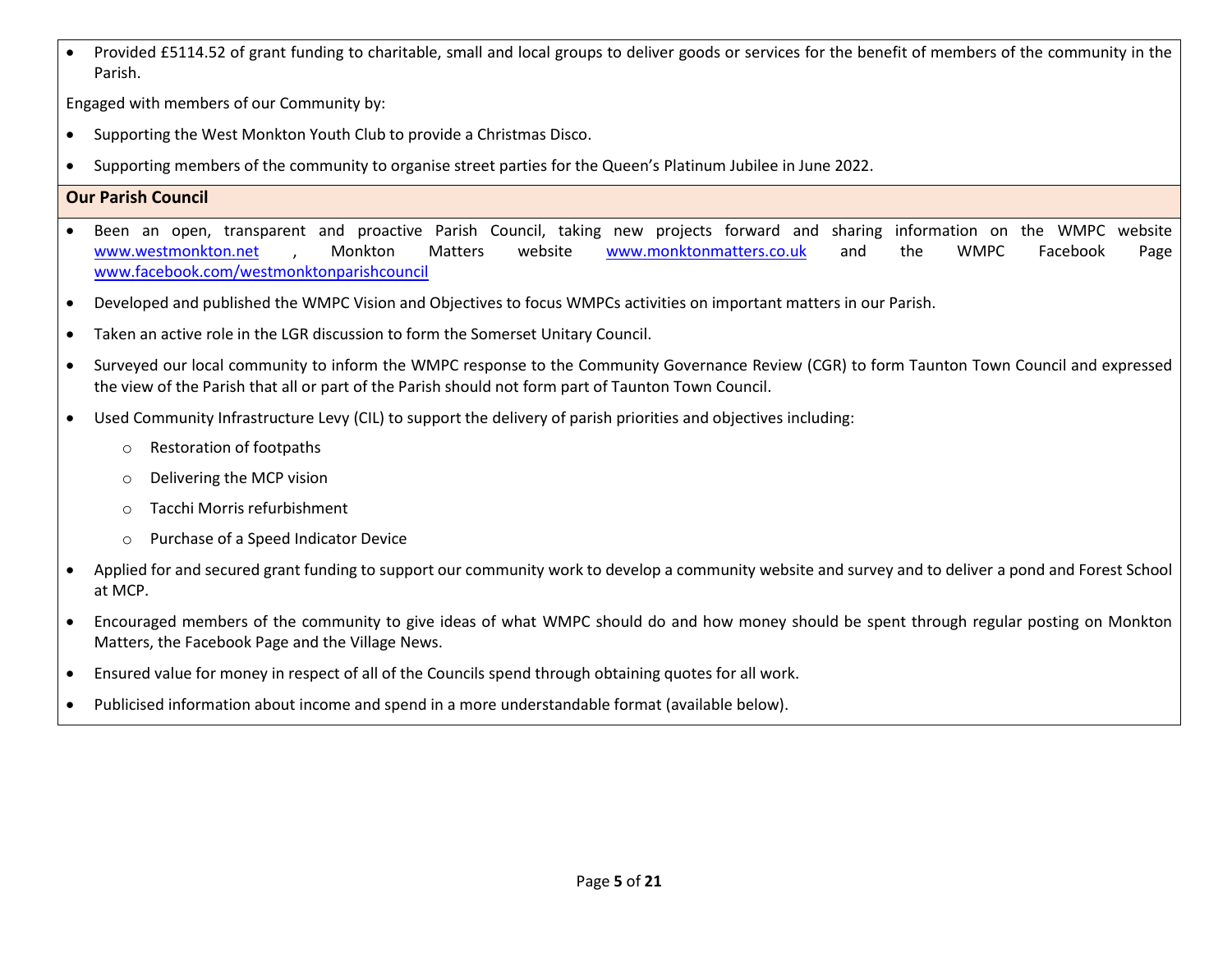- Provided £5114.52 of grant funding to charitable, small and local groups to deliver goods or services for the benefit of members of the community in the Parish.

Engaged with members of our Community by:

- Supporting the West Monkton Youth Club to provide a Christmas Disco.
- Supporting members of the community to organise street parties for the Queen's Platinum Jubilee in June 2022.

**Our Parish Council**

- Been an open, transparent and proactive Parish Council, taking new projects forward and sharing information on the WMPC website www.westmonkton.net , Monkton Matters website www.monktonmatters.co.uk and the WMPC Facebook Page www.facebook.com/westmonktonparishcouncil
- Developed and published the WMPC Vision and Objectives to focus WMPCs activities on important matters in our Parish.
- Taken an active role in the LGR discussion to form the Somerset Unitary Council.
- Surveyed our local community to inform the WMPC response to the Community Governance Review (CGR) to form Taunton Town Council and expressed the view of the Parish that all or part of the Parish should not form part of Taunton Town Council.
- Used Community Infrastructure Levy (CIL) to support the delivery of parish priorities and objectives including:
  - Restoration of footpaths
  - Delivering the MCP vision
  - Tacchi Morris refurbishment
  - Purchase of a Speed Indicator Device
- Applied for and secured grant funding to support our community work to develop a community website and survey and to deliver a pond and Forest School at MCP.
- Encouraged members of the community to give ideas of what WMPC should do and how money should be spent through regular posting on Monkton Matters, the Facebook Page and the Village News.
- Ensured value for money in respect of all of the Councils spend through obtaining quotes for all work.
- Publicised information about income and spend in a more understandable format (available below).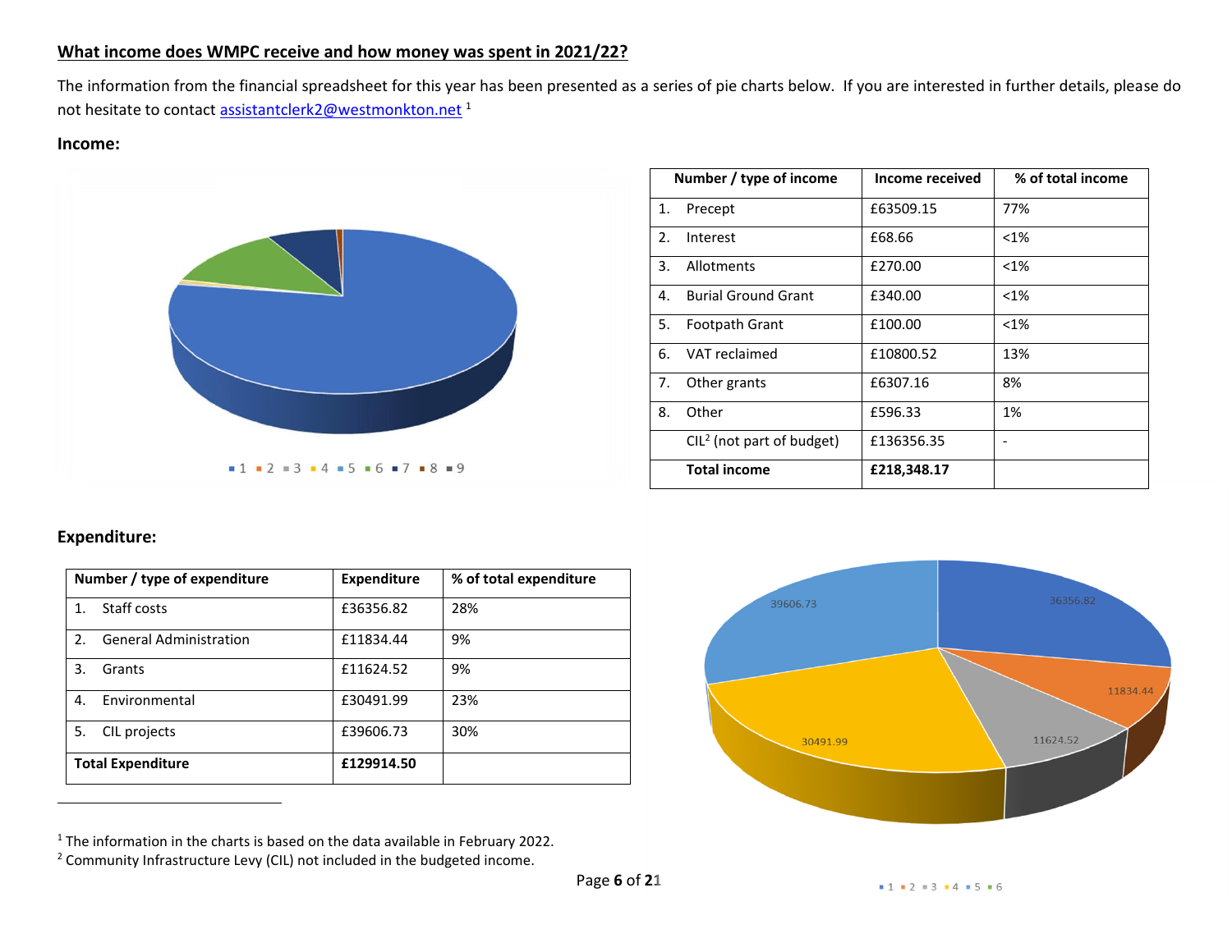## What income does WMPC receive and how money was spent in 2021/22?

The information from the financial spreadsheet for this year has been presented as a series of pie charts below. If you are interested in further details, please do not hesitate to contact assistantclerk2@westmonkton.net [1]

### Income:

| Number / type of income | Income received | % of total income |
|---|---|---|
| 1. Precept | £63509.15 | 77% |
| 2. Interest | £68.66 | <1% |
| 3. Allotments | £270.00 | <1% |
| 4. Burial Ground Grant | £340.00 | <1% |
| 5. Footpath Grant | £100.00 | <1% |
| 6. VAT reclaimed | £10800.52 | 13% |
| 7. Other grants | £6307.16 | 8% |
| 8. Other | £596.33 | 1% |
| CIL[2] (not part of budget) | £136356.35 | - |
| **Total income** | **£218,348.17** | |

### Expenditure:

| Number / type of expenditure | Expenditure | % of total expenditure |
|---|---|---|
| 1. Staff costs | £36356.82 | 28% |
| 2. General Administration | £11834.44 | 9% |
| 3. Grants | £11624.52 | 9% |
| 4. Environmental | £30491.99 | 23% |
| 5. CIL projects | £39606.73 | 30% |
| **Total Expenditure** | **£129914.50** | |

[1] The information in the charts is based on the data available in February 2022.

[2] Community Infrastructure Levy (CIL) not included in the budgeted income.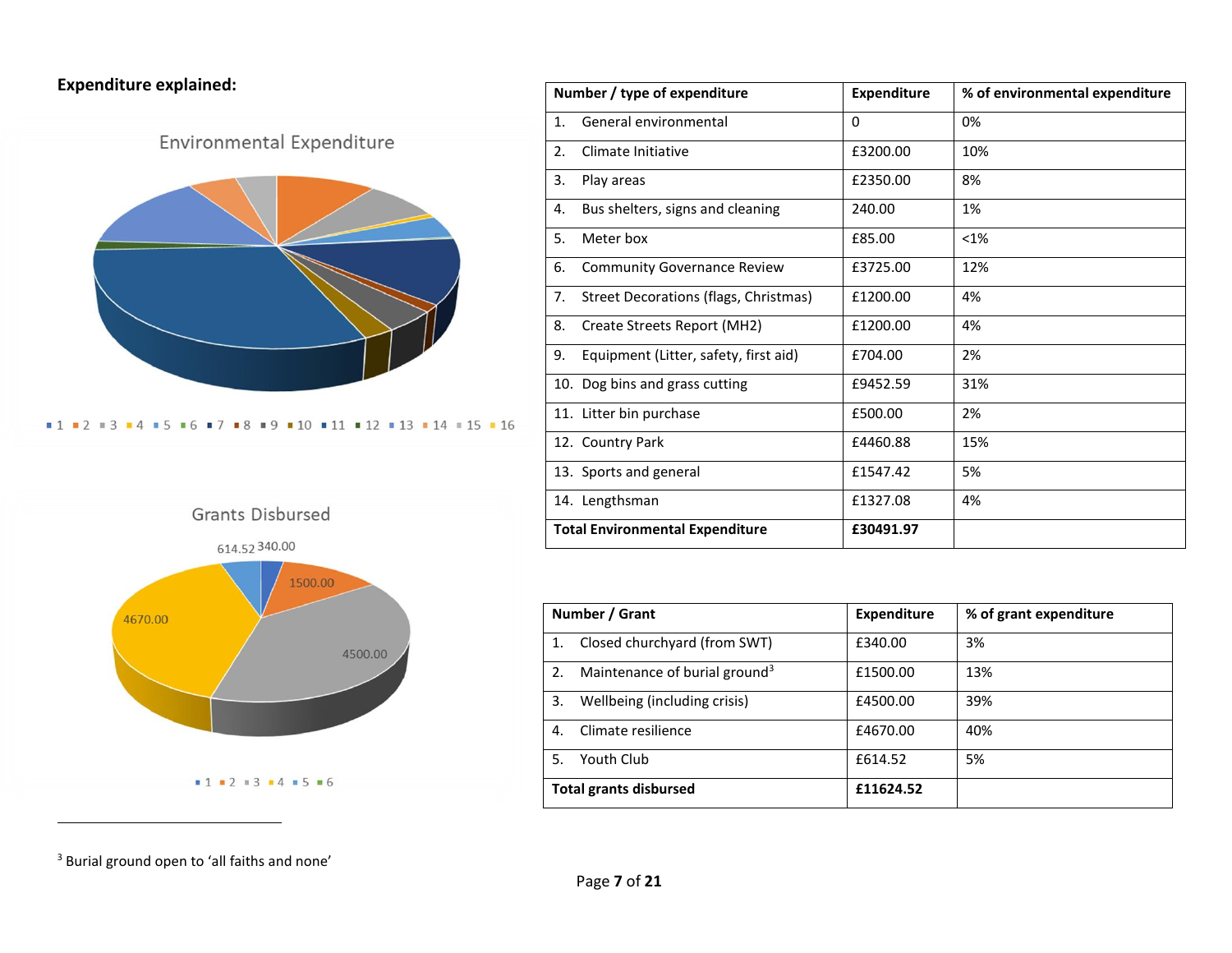**Expenditure explained:**

Environmental Expenditure

Grants Disbursed

| Number / type of expenditure | Expenditure | % of environmental expenditure |
|---|---|---|
| 1. General environmental | 0 | 0% |
| 2. Climate Initiative | £3200.00 | 10% |
| 3. Play areas | £2350.00 | 8% |
| 4. Bus shelters, signs and cleaning | 240.00 | 1% |
| 5. Meter box | £85.00 | <1% |
| 6. Community Governance Review | £3725.00 | 12% |
| 7. Street Decorations (flags, Christmas) | £1200.00 | 4% |
| 8. Create Streets Report (MH2) | £1200.00 | 4% |
| 9. Equipment (Litter, safety, first aid) | £704.00 | 2% |
| 10. Dog bins and grass cutting | £9452.59 | 31% |
| 11. Litter bin purchase | £500.00 | 2% |
| 12. Country Park | £4460.88 | 15% |
| 13. Sports and general | £1547.42 | 5% |
| 14. Lengthsman | £1327.08 | 4% |
| **Total Environmental Expenditure** | **£30491.97** | |

| Number / Grant | Expenditure | % of grant expenditure |
|---|---|---|
| 1. Closed churchyard (from SWT) | £340.00 | 3% |
| 2. Maintenance of burial ground[3] | £1500.00 | 13% |
| 3. Wellbeing (including crisis) | £4500.00 | 39% |
| 4. Climate resilience | £4670.00 | 40% |
| 5. Youth Club | £614.52 | 5% |
| **Total grants disbursed** | **£11624.52** | |

[3] Burial ground open to 'all faiths and none'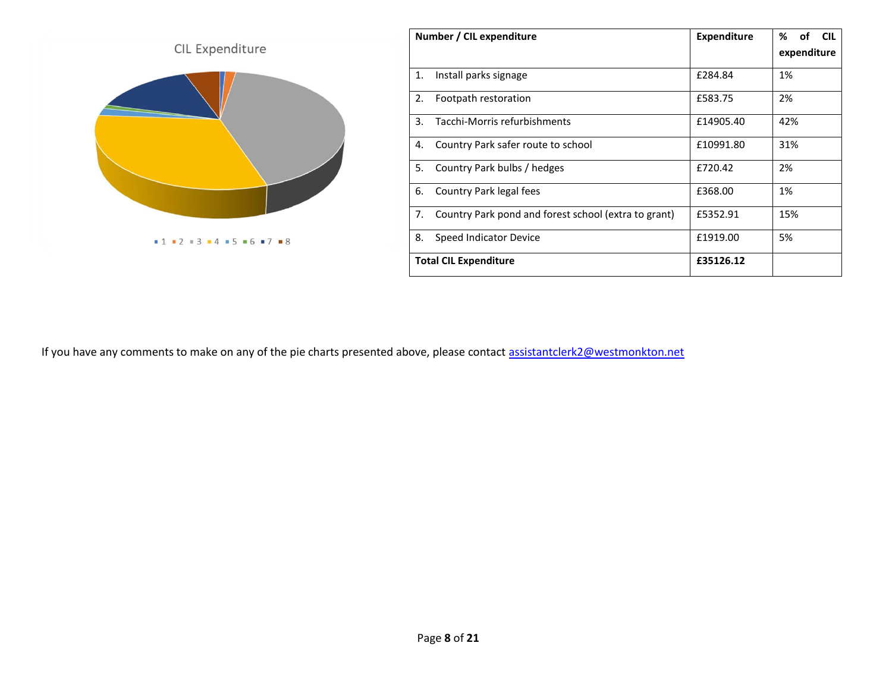CIL Expenditure

■ 1 ■ 2 ■ 3 ■ 4 ■ 5 ■ 6 ■ 7 ■ 8

| Number / CIL expenditure | Expenditure | % of CIL expenditure |
|---|---|---|
| 1. Install parks signage | £284.84 | 1% |
| 2. Footpath restoration | £583.75 | 2% |
| 3. Tacchi-Morris refurbishments | £14905.40 | 42% |
| 4. Country Park safer route to school | £10991.80 | 31% |
| 5. Country Park bulbs / hedges | £720.42 | 2% |
| 6. Country Park legal fees | £368.00 | 1% |
| 7. Country Park pond and forest school (extra to grant) | £5352.91 | 15% |
| 8. Speed Indicator Device | £1919.00 | 5% |
| **Total CIL Expenditure** | **£35126.12** | |

If you have any comments to make on any of the pie charts presented above, please contact assistantclerk2@westmonkton.net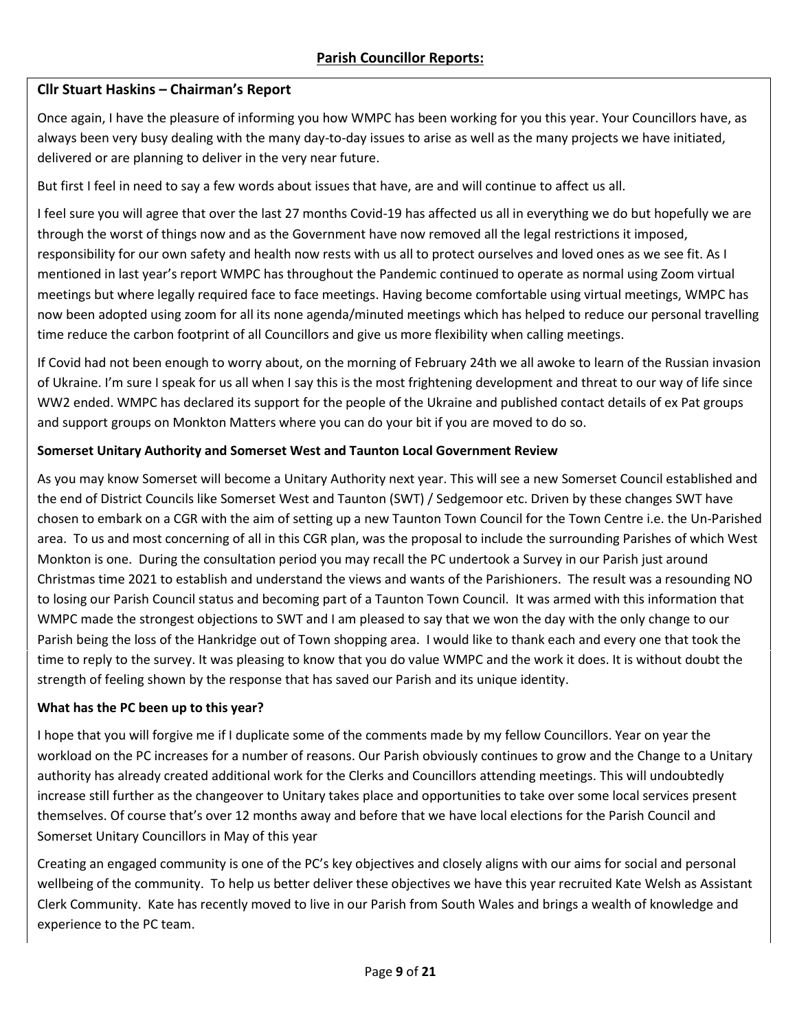## Parish Councillor Reports:

### Cllr Stuart Haskins – Chairman's Report

Once again, I have the pleasure of informing you how WMPC has been working for you this year. Your Councillors have, as always been very busy dealing with the many day-to-day issues to arise as well as the many projects we have initiated, delivered or are planning to deliver in the very near future.

But first I feel in need to say a few words about issues that have, are and will continue to affect us all.

I feel sure you will agree that over the last 27 months Covid-19 has affected us all in everything we do but hopefully we are through the worst of things now and as the Government have now removed all the legal restrictions it imposed, responsibility for our own safety and health now rests with us all to protect ourselves and loved ones as we see fit. As I mentioned in last year's report WMPC has throughout the Pandemic continued to operate as normal using Zoom virtual meetings but where legally required face to face meetings. Having become comfortable using virtual meetings, WMPC has now been adopted using zoom for all its none agenda/minuted meetings which has helped to reduce our personal travelling time reduce the carbon footprint of all Councillors and give us more flexibility when calling meetings.

If Covid had not been enough to worry about, on the morning of February 24th we all awoke to learn of the Russian invasion of Ukraine. I'm sure I speak for us all when I say this is the most frightening development and threat to our way of life since WW2 ended. WMPC has declared its support for the people of the Ukraine and published contact details of ex Pat groups and support groups on Monkton Matters where you can do your bit if you are moved to do so.

**Somerset Unitary Authority and Somerset West and Taunton Local Government Review**

As you may know Somerset will become a Unitary Authority next year. This will see a new Somerset Council established and the end of District Councils like Somerset West and Taunton (SWT) / Sedgemoor etc. Driven by these changes SWT have chosen to embark on a CGR with the aim of setting up a new Taunton Town Council for the Town Centre i.e. the Un-Parished area. To us and most concerning of all in this CGR plan, was the proposal to include the surrounding Parishes of which West Monkton is one. During the consultation period you may recall the PC undertook a Survey in our Parish just around Christmas time 2021 to establish and understand the views and wants of the Parishioners. The result was a resounding NO to losing our Parish Council status and becoming part of a Taunton Town Council. It was armed with this information that WMPC made the strongest objections to SWT and I am pleased to say that we won the day with the only change to our Parish being the loss of the Hankridge out of Town shopping area. I would like to thank each and every one that took the time to reply to the survey. It was pleasing to know that you do value WMPC and the work it does. It is without doubt the strength of feeling shown by the response that has saved our Parish and its unique identity.

**What has the PC been up to this year?**

I hope that you will forgive me if I duplicate some of the comments made by my fellow Councillors. Year on year the workload on the PC increases for a number of reasons. Our Parish obviously continues to grow and the Change to a Unitary authority has already created additional work for the Clerks and Councillors attending meetings. This will undoubtedly increase still further as the changeover to Unitary takes place and opportunities to take over some local services present themselves. Of course that's over 12 months away and before that we have local elections for the Parish Council and Somerset Unitary Councillors in May of this year

Creating an engaged community is one of the PC's key objectives and closely aligns with our aims for social and personal wellbeing of the community. To help us better deliver these objectives we have this year recruited Kate Welsh as Assistant Clerk Community. Kate has recently moved to live in our Parish from South Wales and brings a wealth of knowledge and experience to the PC team.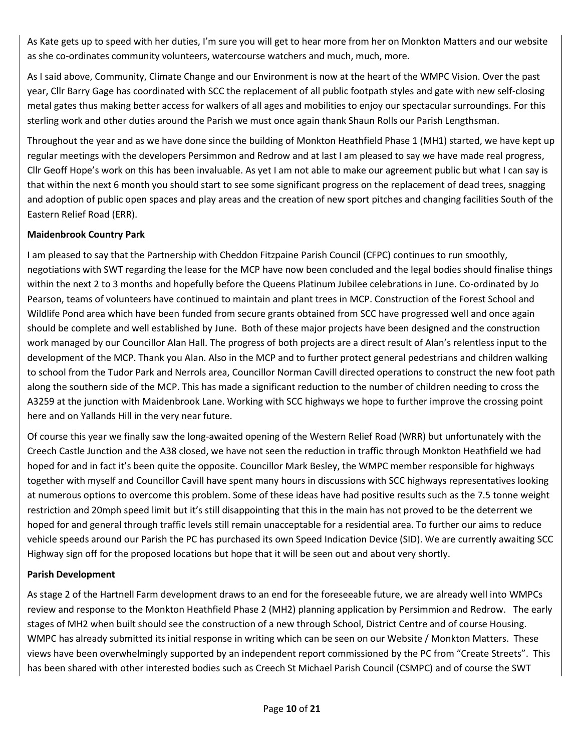As Kate gets up to speed with her duties, I'm sure you will get to hear more from her on Monkton Matters and our website as she co-ordinates community volunteers, watercourse watchers and much, much, more.

As I said above, Community, Climate Change and our Environment is now at the heart of the WMPC Vision. Over the past year, Cllr Barry Gage has coordinated with SCC the replacement of all public footpath styles and gate with new self-closing metal gates thus making better access for walkers of all ages and mobilities to enjoy our spectacular surroundings. For this sterling work and other duties around the Parish we must once again thank Shaun Rolls our Parish Lengthsman.

Throughout the year and as we have done since the building of Monkton Heathfield Phase 1 (MH1) started, we have kept up regular meetings with the developers Persimmon and Redrow and at last I am pleased to say we have made real progress, Cllr Geoff Hope's work on this has been invaluable. As yet I am not able to make our agreement public but what I can say is that within the next 6 month you should start to see some significant progress on the replacement of dead trees, snagging and adoption of public open spaces and play areas and the creation of new sport pitches and changing facilities South of the Eastern Relief Road (ERR).

**Maidenbrook Country Park**

I am pleased to say that the Partnership with Cheddon Fitzpaine Parish Council (CFPC) continues to run smoothly, negotiations with SWT regarding the lease for the MCP have now been concluded and the legal bodies should finalise things within the next 2 to 3 months and hopefully before the Queens Platinum Jubilee celebrations in June. Co-ordinated by Jo Pearson, teams of volunteers have continued to maintain and plant trees in MCP. Construction of the Forest School and Wildlife Pond area which have been funded from secure grants obtained from SCC have progressed well and once again should be complete and well established by June. Both of these major projects have been designed and the construction work managed by our Councillor Alan Hall. The progress of both projects are a direct result of Alan's relentless input to the development of the MCP. Thank you Alan. Also in the MCP and to further protect general pedestrians and children walking to school from the Tudor Park and Nerrols area, Councillor Norman Cavill directed operations to construct the new foot path along the southern side of the MCP. This has made a significant reduction to the number of children needing to cross the A3259 at the junction with Maidenbrook Lane. Working with SCC highways we hope to further improve the crossing point here and on Yallands Hill in the very near future.

Of course this year we finally saw the long-awaited opening of the Western Relief Road (WRR) but unfortunately with the Creech Castle Junction and the A38 closed, we have not seen the reduction in traffic through Monkton Heathfield we had hoped for and in fact it's been quite the opposite. Councillor Mark Besley, the WMPC member responsible for highways together with myself and Councillor Cavill have spent many hours in discussions with SCC highways representatives looking at numerous options to overcome this problem. Some of these ideas have had positive results such as the 7.5 tonne weight restriction and 20mph speed limit but it's still disappointing that this in the main has not proved to be the deterrent we hoped for and general through traffic levels still remain unacceptable for a residential area. To further our aims to reduce vehicle speeds around our Parish the PC has purchased its own Speed Indication Device (SID). We are currently awaiting SCC Highway sign off for the proposed locations but hope that it will be seen out and about very shortly.

**Parish Development**

As stage 2 of the Hartnell Farm development draws to an end for the foreseeable future, we are already well into WMPCs review and response to the Monkton Heathfield Phase 2 (MH2) planning application by Persimmion and Redrow. The early stages of MH2 when built should see the construction of a new through School, District Centre and of course Housing. WMPC has already submitted its initial response in writing which can be seen on our Website / Monkton Matters. These views have been overwhelmingly supported by an independent report commissioned by the PC from "Create Streets". This has been shared with other interested bodies such as Creech St Michael Parish Council (CSMPC) and of course the SWT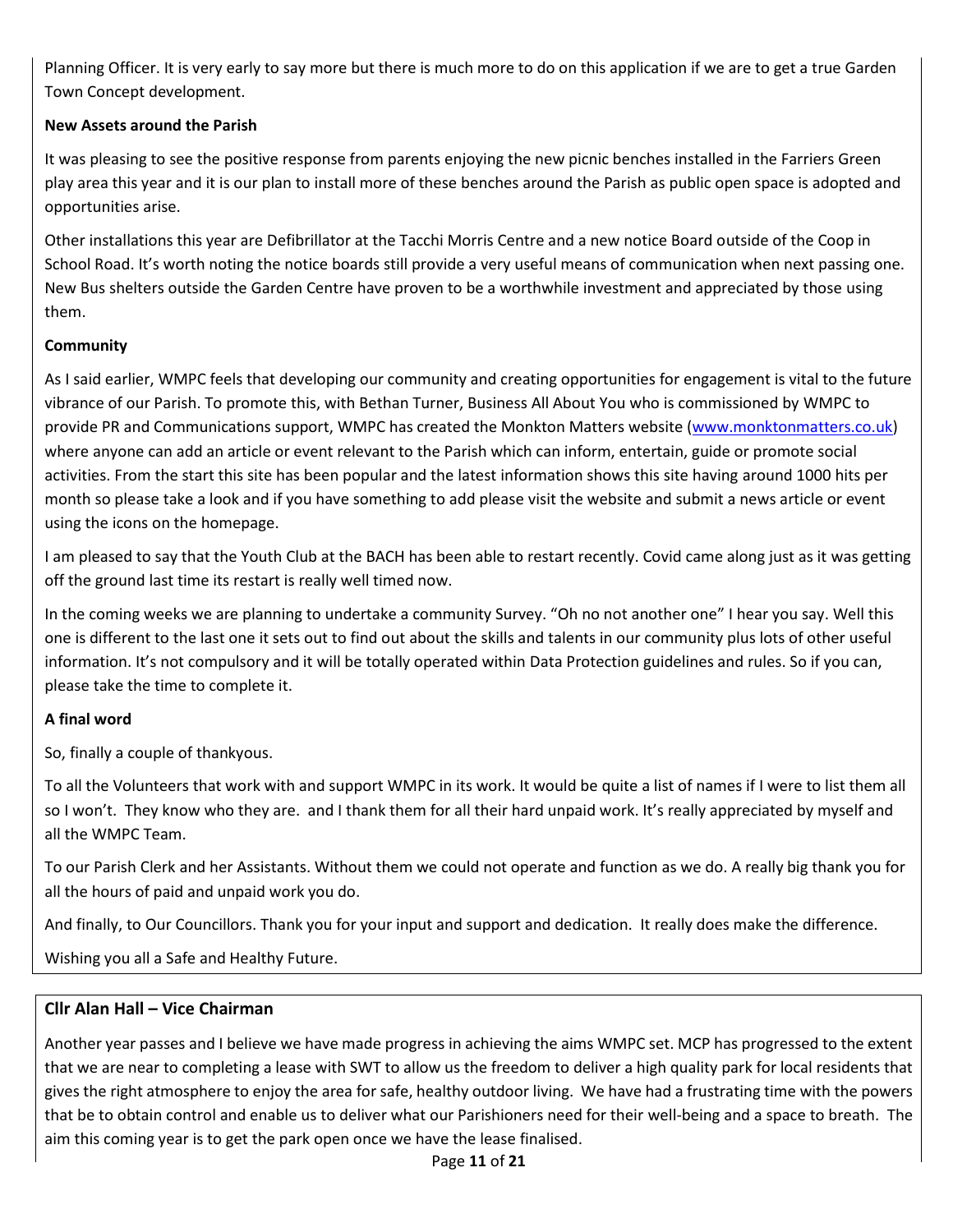Planning Officer. It is very early to say more but there is much more to do on this application if we are to get a true Garden Town Concept development.

**New Assets around the Parish**

It was pleasing to see the positive response from parents enjoying the new picnic benches installed in the Farriers Green play area this year and it is our plan to install more of these benches around the Parish as public open space is adopted and opportunities arise.

Other installations this year are Defibrillator at the Tacchi Morris Centre and a new notice Board outside of the Coop in School Road. It's worth noting the notice boards still provide a very useful means of communication when next passing one. New Bus shelters outside the Garden Centre have proven to be a worthwhile investment and appreciated by those using them.

**Community**

As I said earlier, WMPC feels that developing our community and creating opportunities for engagement is vital to the future vibrance of our Parish. To promote this, with Bethan Turner, Business All About You who is commissioned by WMPC to provide PR and Communications support, WMPC has created the Monkton Matters website ([www.monktonmatters.co.uk](www.monktonmatters.co.uk)) where anyone can add an article or event relevant to the Parish which can inform, entertain, guide or promote social activities. From the start this site has been popular and the latest information shows this site having around 1000 hits per month so please take a look and if you have something to add please visit the website and submit a news article or event using the icons on the homepage.

I am pleased to say that the Youth Club at the BACH has been able to restart recently. Covid came along just as it was getting off the ground last time its restart is really well timed now.

In the coming weeks we are planning to undertake a community Survey. "Oh no not another one" I hear you say. Well this one is different to the last one it sets out to find out about the skills and talents in our community plus lots of other useful information. It's not compulsory and it will be totally operated within Data Protection guidelines and rules. So if you can, please take the time to complete it.

**A final word**

So, finally a couple of thankyous.

To all the Volunteers that work with and support WMPC in its work. It would be quite a list of names if I were to list them all so I won't. They know who they are. and I thank them for all their hard unpaid work. It's really appreciated by myself and all the WMPC Team.

To our Parish Clerk and her Assistants. Without them we could not operate and function as we do. A really big thank you for all the hours of paid and unpaid work you do.

And finally, to Our Councillors. Thank you for your input and support and dedication. It really does make the difference.

Wishing you all a Safe and Healthy Future.

**Cllr Alan Hall – Vice Chairman**

Another year passes and I believe we have made progress in achieving the aims WMPC set. MCP has progressed to the extent that we are near to completing a lease with SWT to allow us the freedom to deliver a high quality park for local residents that gives the right atmosphere to enjoy the area for safe, healthy outdoor living. We have had a frustrating time with the powers that be to obtain control and enable us to deliver what our Parishioners need for their well-being and a space to breath. The aim this coming year is to get the park open once we have the lease finalised.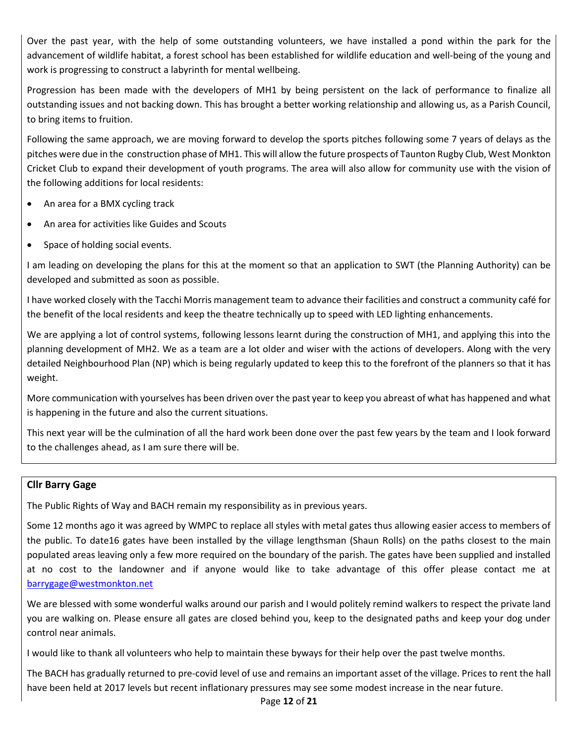Over the past year, with the help of some outstanding volunteers, we have installed a pond within the park for the advancement of wildlife habitat, a forest school has been established for wildlife education and well-being of the young and work is progressing to construct a labyrinth for mental wellbeing.

Progression has been made with the developers of MH1 by being persistent on the lack of performance to finalize all outstanding issues and not backing down. This has brought a better working relationship and allowing us, as a Parish Council, to bring items to fruition.

Following the same approach, we are moving forward to develop the sports pitches following some 7 years of delays as the pitches were due in the construction phase of MH1. This will allow the future prospects of Taunton Rugby Club, West Monkton Cricket Club to expand their development of youth programs. The area will also allow for community use with the vision of the following additions for local residents:

- An area for a BMX cycling track
- An area for activities like Guides and Scouts
- Space of holding social events.

I am leading on developing the plans for this at the moment so that an application to SWT (the Planning Authority) can be developed and submitted as soon as possible.

I have worked closely with the Tacchi Morris management team to advance their facilities and construct a community café for the benefit of the local residents and keep the theatre technically up to speed with LED lighting enhancements.

We are applying a lot of control systems, following lessons learnt during the construction of MH1, and applying this into the planning development of MH2. We as a team are a lot older and wiser with the actions of developers. Along with the very detailed Neighbourhood Plan (NP) which is being regularly updated to keep this to the forefront of the planners so that it has weight.

More communication with yourselves has been driven over the past year to keep you abreast of what has happened and what is happening in the future and also the current situations.

This next year will be the culmination of all the hard work been done over the past few years by the team and I look forward to the challenges ahead, as I am sure there will be.

**Cllr Barry Gage**

The Public Rights of Way and BACH remain my responsibility as in previous years.

Some 12 months ago it was agreed by WMPC to replace all styles with metal gates thus allowing easier access to members of the public. To date16 gates have been installed by the village lengthsman (Shaun Rolls) on the paths closest to the main populated areas leaving only a few more required on the boundary of the parish. The gates have been supplied and installed at no cost to the landowner and if anyone would like to take advantage of this offer please contact me at barrygage@westmonkton.net

We are blessed with some wonderful walks around our parish and I would politely remind walkers to respect the private land you are walking on. Please ensure all gates are closed behind you, keep to the designated paths and keep your dog under control near animals.

I would like to thank all volunteers who help to maintain these byways for their help over the past twelve months.

The BACH has gradually returned to pre-covid level of use and remains an important asset of the village. Prices to rent the hall have been held at 2017 levels but recent inflationary pressures may see some modest increase in the near future.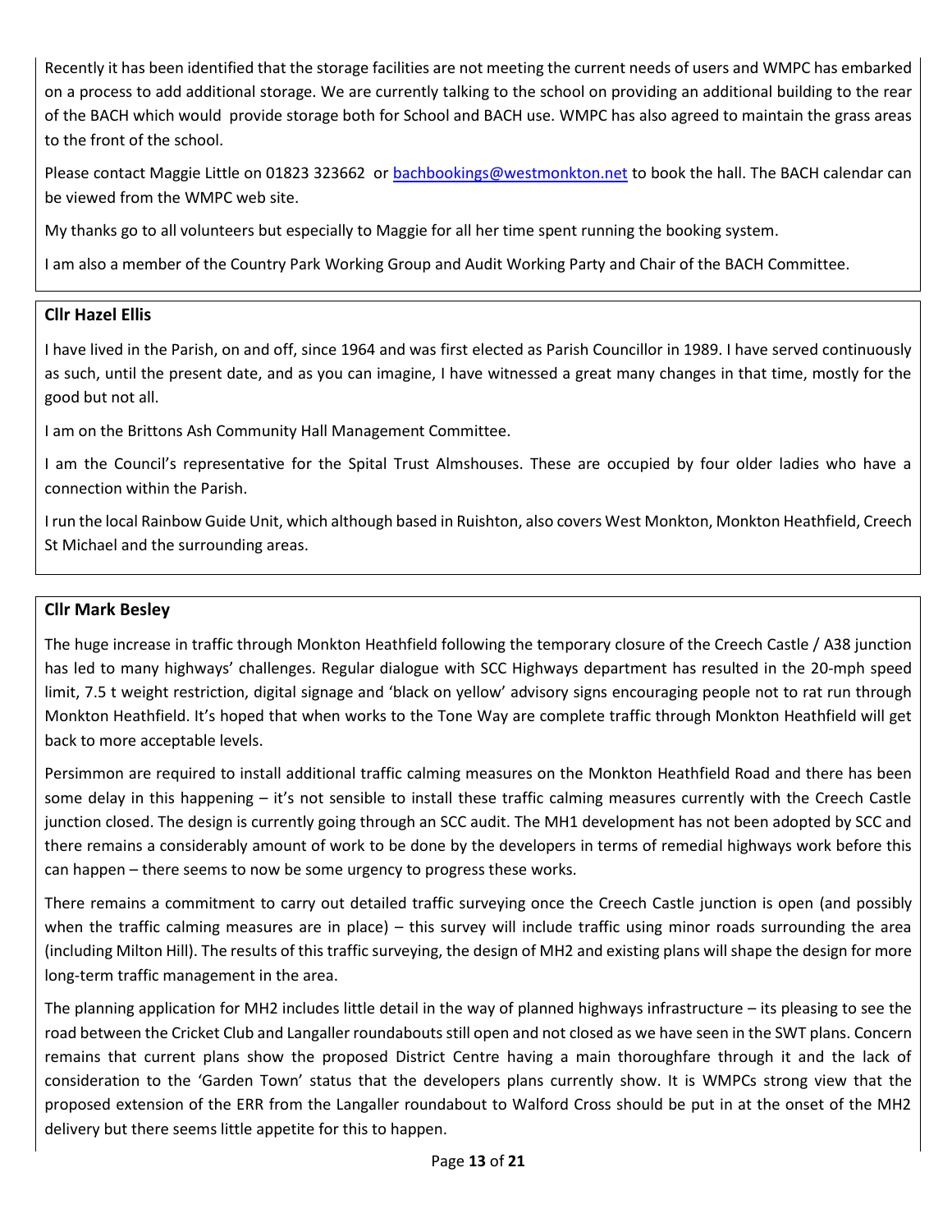Recently it has been identified that the storage facilities are not meeting the current needs of users and WMPC has embarked on a process to add additional storage. We are currently talking to the school on providing an additional building to the rear of the BACH which would provide storage both for School and BACH use. WMPC has also agreed to maintain the grass areas to the front of the school.

Please contact Maggie Little on 01823 323662 or [bachbookings@westmonkton.net](mailto:bachbookings@westmonkton.net) to book the hall. The BACH calendar can be viewed from the WMPC web site.

My thanks go to all volunteers but especially to Maggie for all her time spent running the booking system.

I am also a member of the Country Park Working Group and Audit Working Party and Chair of the BACH Committee.

**Cllr Hazel Ellis**

I have lived in the Parish, on and off, since 1964 and was first elected as Parish Councillor in 1989. I have served continuously as such, until the present date, and as you can imagine, I have witnessed a great many changes in that time, mostly for the good but not all.

I am on the Brittons Ash Community Hall Management Committee.

I am the Council's representative for the Spital Trust Almshouses. These are occupied by four older ladies who have a connection within the Parish.

I run the local Rainbow Guide Unit, which although based in Ruishton, also covers West Monkton, Monkton Heathfield, Creech St Michael and the surrounding areas.

**Cllr Mark Besley**

The huge increase in traffic through Monkton Heathfield following the temporary closure of the Creech Castle / A38 junction has led to many highways' challenges. Regular dialogue with SCC Highways department has resulted in the 20-mph speed limit, 7.5 t weight restriction, digital signage and 'black on yellow' advisory signs encouraging people not to rat run through Monkton Heathfield. It's hoped that when works to the Tone Way are complete traffic through Monkton Heathfield will get back to more acceptable levels.

Persimmon are required to install additional traffic calming measures on the Monkton Heathfield Road and there has been some delay in this happening – it's not sensible to install these traffic calming measures currently with the Creech Castle junction closed. The design is currently going through an SCC audit. The MH1 development has not been adopted by SCC and there remains a considerably amount of work to be done by the developers in terms of remedial highways work before this can happen – there seems to now be some urgency to progress these works.

There remains a commitment to carry out detailed traffic surveying once the Creech Castle junction is open (and possibly when the traffic calming measures are in place) – this survey will include traffic using minor roads surrounding the area (including Milton Hill). The results of this traffic surveying, the design of MH2 and existing plans will shape the design for more long-term traffic management in the area.

The planning application for MH2 includes little detail in the way of planned highways infrastructure – its pleasing to see the road between the Cricket Club and Langaller roundabouts still open and not closed as we have seen in the SWT plans. Concern remains that current plans show the proposed District Centre having a main thoroughfare through it and the lack of consideration to the 'Garden Town' status that the developers plans currently show. It is WMPCs strong view that the proposed extension of the ERR from the Langaller roundabout to Walford Cross should be put in at the onset of the MH2 delivery but there seems little appetite for this to happen.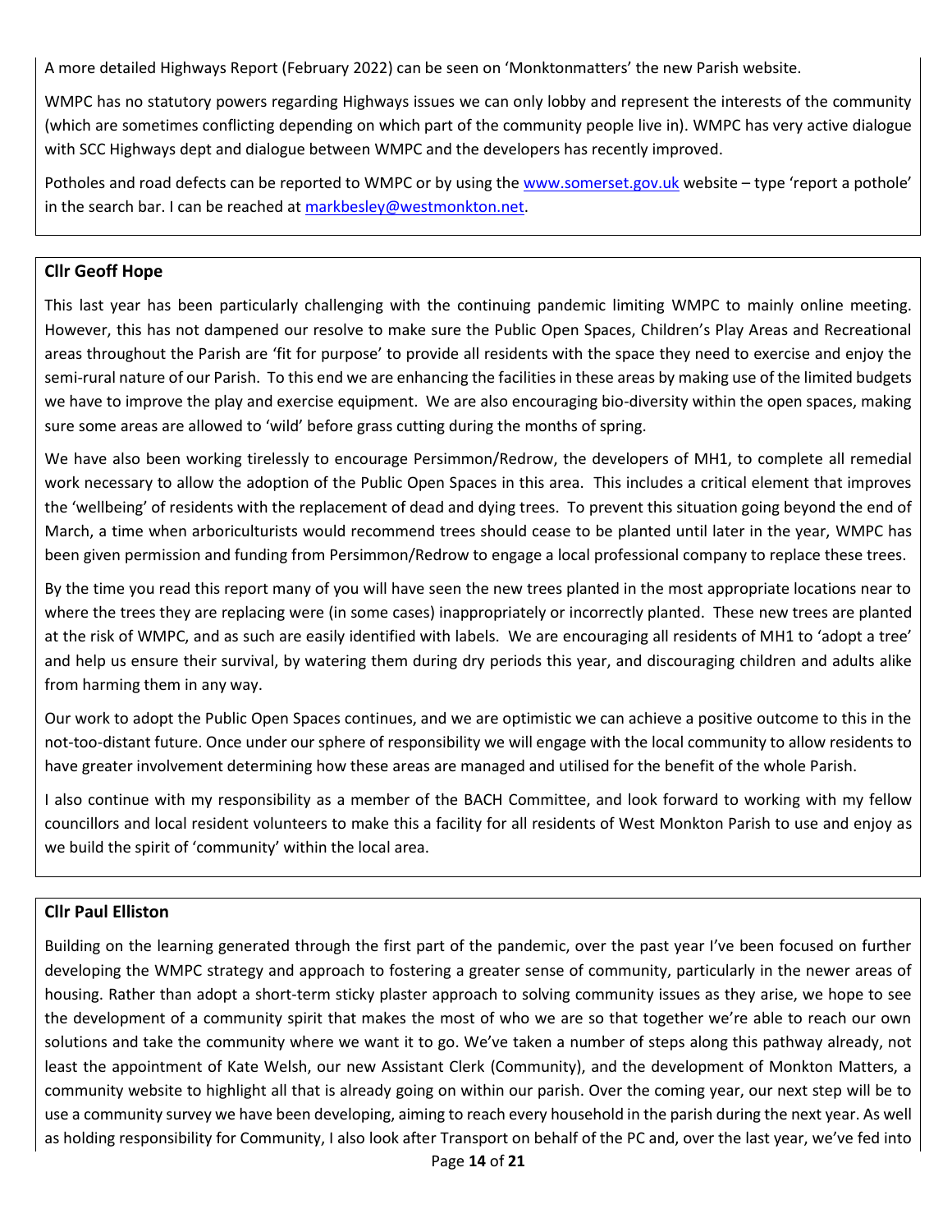A more detailed Highways Report (February 2022) can be seen on 'Monktonmatters' the new Parish website.

WMPC has no statutory powers regarding Highways issues we can only lobby and represent the interests of the community (which are sometimes conflicting depending on which part of the community people live in). WMPC has very active dialogue with SCC Highways dept and dialogue between WMPC and the developers has recently improved.

Potholes and road defects can be reported to WMPC or by using the [www.somerset.gov.uk](www.somerset.gov.uk) website – type 'report a pothole' in the search bar. I can be reached at [markbesley@westmonkton.net](mailto:markbesley@westmonkton.net).

**Cllr Geoff Hope**

This last year has been particularly challenging with the continuing pandemic limiting WMPC to mainly online meeting. However, this has not dampened our resolve to make sure the Public Open Spaces, Children's Play Areas and Recreational areas throughout the Parish are 'fit for purpose' to provide all residents with the space they need to exercise and enjoy the semi-rural nature of our Parish. To this end we are enhancing the facilities in these areas by making use of the limited budgets we have to improve the play and exercise equipment. We are also encouraging bio-diversity within the open spaces, making sure some areas are allowed to 'wild' before grass cutting during the months of spring.

We have also been working tirelessly to encourage Persimmon/Redrow, the developers of MH1, to complete all remedial work necessary to allow the adoption of the Public Open Spaces in this area. This includes a critical element that improves the 'wellbeing' of residents with the replacement of dead and dying trees. To prevent this situation going beyond the end of March, a time when arboriculturists would recommend trees should cease to be planted until later in the year, WMPC has been given permission and funding from Persimmon/Redrow to engage a local professional company to replace these trees.

By the time you read this report many of you will have seen the new trees planted in the most appropriate locations near to where the trees they are replacing were (in some cases) inappropriately or incorrectly planted. These new trees are planted at the risk of WMPC, and as such are easily identified with labels. We are encouraging all residents of MH1 to 'adopt a tree' and help us ensure their survival, by watering them during dry periods this year, and discouraging children and adults alike from harming them in any way.

Our work to adopt the Public Open Spaces continues, and we are optimistic we can achieve a positive outcome to this in the not-too-distant future. Once under our sphere of responsibility we will engage with the local community to allow residents to have greater involvement determining how these areas are managed and utilised for the benefit of the whole Parish.

I also continue with my responsibility as a member of the BACH Committee, and look forward to working with my fellow councillors and local resident volunteers to make this a facility for all residents of West Monkton Parish to use and enjoy as we build the spirit of 'community' within the local area.

**Cllr Paul Elliston**

Building on the learning generated through the first part of the pandemic, over the past year I've been focused on further developing the WMPC strategy and approach to fostering a greater sense of community, particularly in the newer areas of housing. Rather than adopt a short-term sticky plaster approach to solving community issues as they arise, we hope to see the development of a community spirit that makes the most of who we are so that together we're able to reach our own solutions and take the community where we want it to go. We've taken a number of steps along this pathway already, not least the appointment of Kate Welsh, our new Assistant Clerk (Community), and the development of Monkton Matters, a community website to highlight all that is already going on within our parish. Over the coming year, our next step will be to use a community survey we have been developing, aiming to reach every household in the parish during the next year. As well as holding responsibility for Community, I also look after Transport on behalf of the PC and, over the last year, we've fed into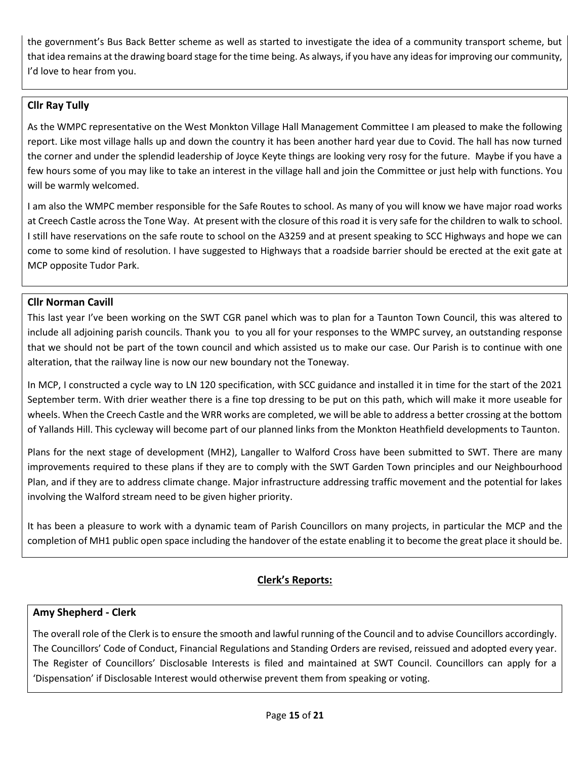the government's Bus Back Better scheme as well as started to investigate the idea of a community transport scheme, but that idea remains at the drawing board stage for the time being. As always, if you have any ideas for improving our community, I'd love to hear from you.

**Cllr Ray Tully**

As the WMPC representative on the West Monkton Village Hall Management Committee I am pleased to make the following report. Like most village halls up and down the country it has been another hard year due to Covid. The hall has now turned the corner and under the splendid leadership of Joyce Keyte things are looking very rosy for the future. Maybe if you have a few hours some of you may like to take an interest in the village hall and join the Committee or just help with functions. You will be warmly welcomed.

I am also the WMPC member responsible for the Safe Routes to school. As many of you will know we have major road works at Creech Castle across the Tone Way. At present with the closure of this road it is very safe for the children to walk to school. I still have reservations on the safe route to school on the A3259 and at present speaking to SCC Highways and hope we can come to some kind of resolution. I have suggested to Highways that a roadside barrier should be erected at the exit gate at MCP opposite Tudor Park.

**Cllr Norman Cavill**

This last year I've been working on the SWT CGR panel which was to plan for a Taunton Town Council, this was altered to include all adjoining parish councils. Thank you to you all for your responses to the WMPC survey, an outstanding response that we should not be part of the town council and which assisted us to make our case. Our Parish is to continue with one alteration, that the railway line is now our new boundary not the Toneway.

In MCP, I constructed a cycle way to LN 120 specification, with SCC guidance and installed it in time for the start of the 2021 September term. With drier weather there is a fine top dressing to be put on this path, which will make it more useable for wheels. When the Creech Castle and the WRR works are completed, we will be able to address a better crossing at the bottom of Yallands Hill. This cycleway will become part of our planned links from the Monkton Heathfield developments to Taunton.

Plans for the next stage of development (MH2), Langaller to Walford Cross have been submitted to SWT. There are many improvements required to these plans if they are to comply with the SWT Garden Town principles and our Neighbourhood Plan, and if they are to address climate change. Major infrastructure addressing traffic movement and the potential for lakes involving the Walford stream need to be given higher priority.

It has been a pleasure to work with a dynamic team of Parish Councillors on many projects, in particular the MCP and the completion of MH1 public open space including the handover of the estate enabling it to become the great place it should be.

## Clerk's Reports:

**Amy Shepherd - Clerk**

The overall role of the Clerk is to ensure the smooth and lawful running of the Council and to advise Councillors accordingly. The Councillors' Code of Conduct, Financial Regulations and Standing Orders are revised, reissued and adopted every year. The Register of Councillors' Disclosable Interests is filed and maintained at SWT Council. Councillors can apply for a 'Dispensation' if Disclosable Interest would otherwise prevent them from speaking or voting.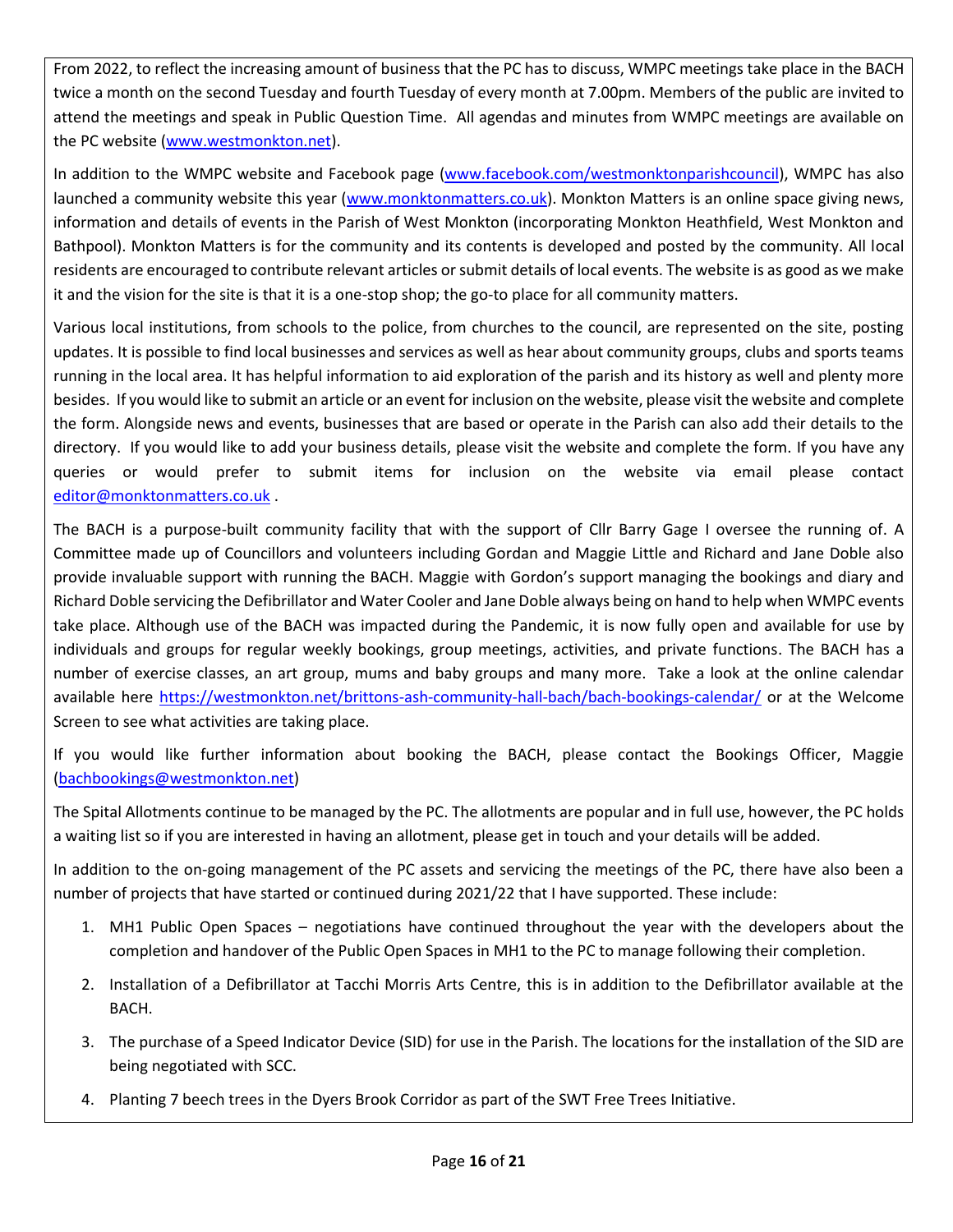From 2022, to reflect the increasing amount of business that the PC has to discuss, WMPC meetings take place in the BACH twice a month on the second Tuesday and fourth Tuesday of every month at 7.00pm. Members of the public are invited to attend the meetings and speak in Public Question Time. All agendas and minutes from WMPC meetings are available on the PC website (www.westmonkton.net).

In addition to the WMPC website and Facebook page (www.facebook.com/westmonktonparishcouncil), WMPC has also launched a community website this year (www.monktonmatters.co.uk). Monkton Matters is an online space giving news, information and details of events in the Parish of West Monkton (incorporating Monkton Heathfield, West Monkton and Bathpool). Monkton Matters is for the community and its contents is developed and posted by the community. All local residents are encouraged to contribute relevant articles or submit details of local events. The website is as good as we make it and the vision for the site is that it is a one-stop shop; the go-to place for all community matters.

Various local institutions, from schools to the police, from churches to the council, are represented on the site, posting updates. It is possible to find local businesses and services as well as hear about community groups, clubs and sports teams running in the local area. It has helpful information to aid exploration of the parish and its history as well and plenty more besides. If you would like to submit an article or an event for inclusion on the website, please visit the website and complete the form. Alongside news and events, businesses that are based or operate in the Parish can also add their details to the directory. If you would like to add your business details, please visit the website and complete the form. If you have any queries or would prefer to submit items for inclusion on the website via email please contact editor@monktonmatters.co.uk .

The BACH is a purpose-built community facility that with the support of Cllr Barry Gage I oversee the running of. A Committee made up of Councillors and volunteers including Gordan and Maggie Little and Richard and Jane Doble also provide invaluable support with running the BACH. Maggie with Gordon's support managing the bookings and diary and Richard Doble servicing the Defibrillator and Water Cooler and Jane Doble always being on hand to help when WMPC events take place. Although use of the BACH was impacted during the Pandemic, it is now fully open and available for use by individuals and groups for regular weekly bookings, group meetings, activities, and private functions. The BACH has a number of exercise classes, an art group, mums and baby groups and many more. Take a look at the online calendar available here https://westmonkton.net/brittons-ash-community-hall-bach/bach-bookings-calendar/ or at the Welcome Screen to see what activities are taking place.

If you would like further information about booking the BACH, please contact the Bookings Officer, Maggie (bachbookings@westmonkton.net)

The Spital Allotments continue to be managed by the PC. The allotments are popular and in full use, however, the PC holds a waiting list so if you are interested in having an allotment, please get in touch and your details will be added.

In addition to the on-going management of the PC assets and servicing the meetings of the PC, there have also been a number of projects that have started or continued during 2021/22 that I have supported. These include:

1. MH1 Public Open Spaces – negotiations have continued throughout the year with the developers about the completion and handover of the Public Open Spaces in MH1 to the PC to manage following their completion.
2. Installation of a Defibrillator at Tacchi Morris Arts Centre, this is in addition to the Defibrillator available at the BACH.
3. The purchase of a Speed Indicator Device (SID) for use in the Parish. The locations for the installation of the SID are being negotiated with SCC.
4. Planting 7 beech trees in the Dyers Brook Corridor as part of the SWT Free Trees Initiative.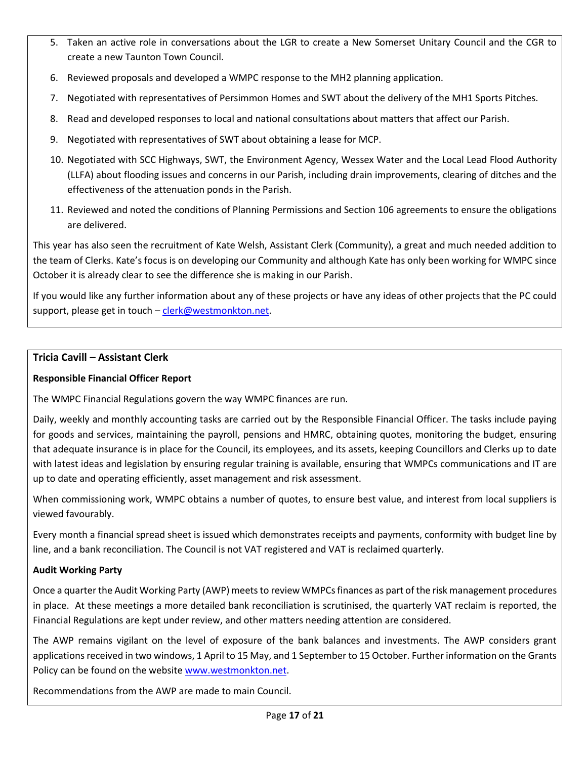5. Taken an active role in conversations about the LGR to create a New Somerset Unitary Council and the CGR to create a new Taunton Town Council.
6. Reviewed proposals and developed a WMPC response to the MH2 planning application.
7. Negotiated with representatives of Persimmon Homes and SWT about the delivery of the MH1 Sports Pitches.
8. Read and developed responses to local and national consultations about matters that affect our Parish.
9. Negotiated with representatives of SWT about obtaining a lease for MCP.
10. Negotiated with SCC Highways, SWT, the Environment Agency, Wessex Water and the Local Lead Flood Authority (LLFA) about flooding issues and concerns in our Parish, including drain improvements, clearing of ditches and the effectiveness of the attenuation ponds in the Parish.
11. Reviewed and noted the conditions of Planning Permissions and Section 106 agreements to ensure the obligations are delivered.

This year has also seen the recruitment of Kate Welsh, Assistant Clerk (Community), a great and much needed addition to the team of Clerks. Kate's focus is on developing our Community and although Kate has only been working for WMPC since October it is already clear to see the difference she is making in our Parish.

If you would like any further information about any of these projects or have any ideas of other projects that the PC could support, please get in touch – clerk@westmonkton.net.

**Tricia Cavill – Assistant Clerk**

**Responsible Financial Officer Report**

The WMPC Financial Regulations govern the way WMPC finances are run.

Daily, weekly and monthly accounting tasks are carried out by the Responsible Financial Officer. The tasks include paying for goods and services, maintaining the payroll, pensions and HMRC, obtaining quotes, monitoring the budget, ensuring that adequate insurance is in place for the Council, its employees, and its assets, keeping Councillors and Clerks up to date with latest ideas and legislation by ensuring regular training is available, ensuring that WMPCs communications and IT are up to date and operating efficiently, asset management and risk assessment.

When commissioning work, WMPC obtains a number of quotes, to ensure best value, and interest from local suppliers is viewed favourably.

Every month a financial spread sheet is issued which demonstrates receipts and payments, conformity with budget line by line, and a bank reconciliation. The Council is not VAT registered and VAT is reclaimed quarterly.

**Audit Working Party**

Once a quarter the Audit Working Party (AWP) meets to review WMPCs finances as part of the risk management procedures in place. At these meetings a more detailed bank reconciliation is scrutinised, the quarterly VAT reclaim is reported, the Financial Regulations are kept under review, and other matters needing attention are considered.

The AWP remains vigilant on the level of exposure of the bank balances and investments. The AWP considers grant applications received in two windows, 1 April to 15 May, and 1 September to 15 October. Further information on the Grants Policy can be found on the website www.westmonkton.net.

Recommendations from the AWP are made to main Council.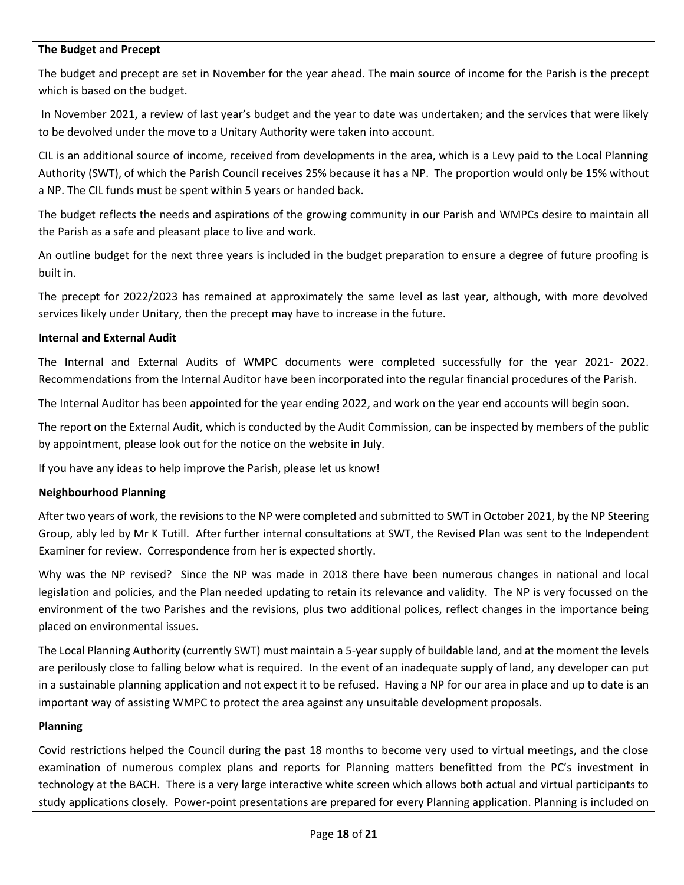**The Budget and Precept**

The budget and precept are set in November for the year ahead. The main source of income for the Parish is the precept which is based on the budget.

In November 2021, a review of last year's budget and the year to date was undertaken; and the services that were likely to be devolved under the move to a Unitary Authority were taken into account.

CIL is an additional source of income, received from developments in the area, which is a Levy paid to the Local Planning Authority (SWT), of which the Parish Council receives 25% because it has a NP. The proportion would only be 15% without a NP. The CIL funds must be spent within 5 years or handed back.

The budget reflects the needs and aspirations of the growing community in our Parish and WMPCs desire to maintain all the Parish as a safe and pleasant place to live and work.

An outline budget for the next three years is included in the budget preparation to ensure a degree of future proofing is built in.

The precept for 2022/2023 has remained at approximately the same level as last year, although, with more devolved services likely under Unitary, then the precept may have to increase in the future.

**Internal and External Audit**

The Internal and External Audits of WMPC documents were completed successfully for the year 2021- 2022. Recommendations from the Internal Auditor have been incorporated into the regular financial procedures of the Parish.

The Internal Auditor has been appointed for the year ending 2022, and work on the year end accounts will begin soon.

The report on the External Audit, which is conducted by the Audit Commission, can be inspected by members of the public by appointment, please look out for the notice on the website in July.

If you have any ideas to help improve the Parish, please let us know!

**Neighbourhood Planning**

After two years of work, the revisions to the NP were completed and submitted to SWT in October 2021, by the NP Steering Group, ably led by Mr K Tutill. After further internal consultations at SWT, the Revised Plan was sent to the Independent Examiner for review. Correspondence from her is expected shortly.

Why was the NP revised? Since the NP was made in 2018 there have been numerous changes in national and local legislation and policies, and the Plan needed updating to retain its relevance and validity. The NP is very focussed on the environment of the two Parishes and the revisions, plus two additional polices, reflect changes in the importance being placed on environmental issues.

The Local Planning Authority (currently SWT) must maintain a 5-year supply of buildable land, and at the moment the levels are perilously close to falling below what is required. In the event of an inadequate supply of land, any developer can put in a sustainable planning application and not expect it to be refused. Having a NP for our area in place and up to date is an important way of assisting WMPC to protect the area against any unsuitable development proposals.

**Planning**

Covid restrictions helped the Council during the past 18 months to become very used to virtual meetings, and the close examination of numerous complex plans and reports for Planning matters benefitted from the PC's investment in technology at the BACH. There is a very large interactive white screen which allows both actual and virtual participants to study applications closely. Power-point presentations are prepared for every Planning application. Planning is included on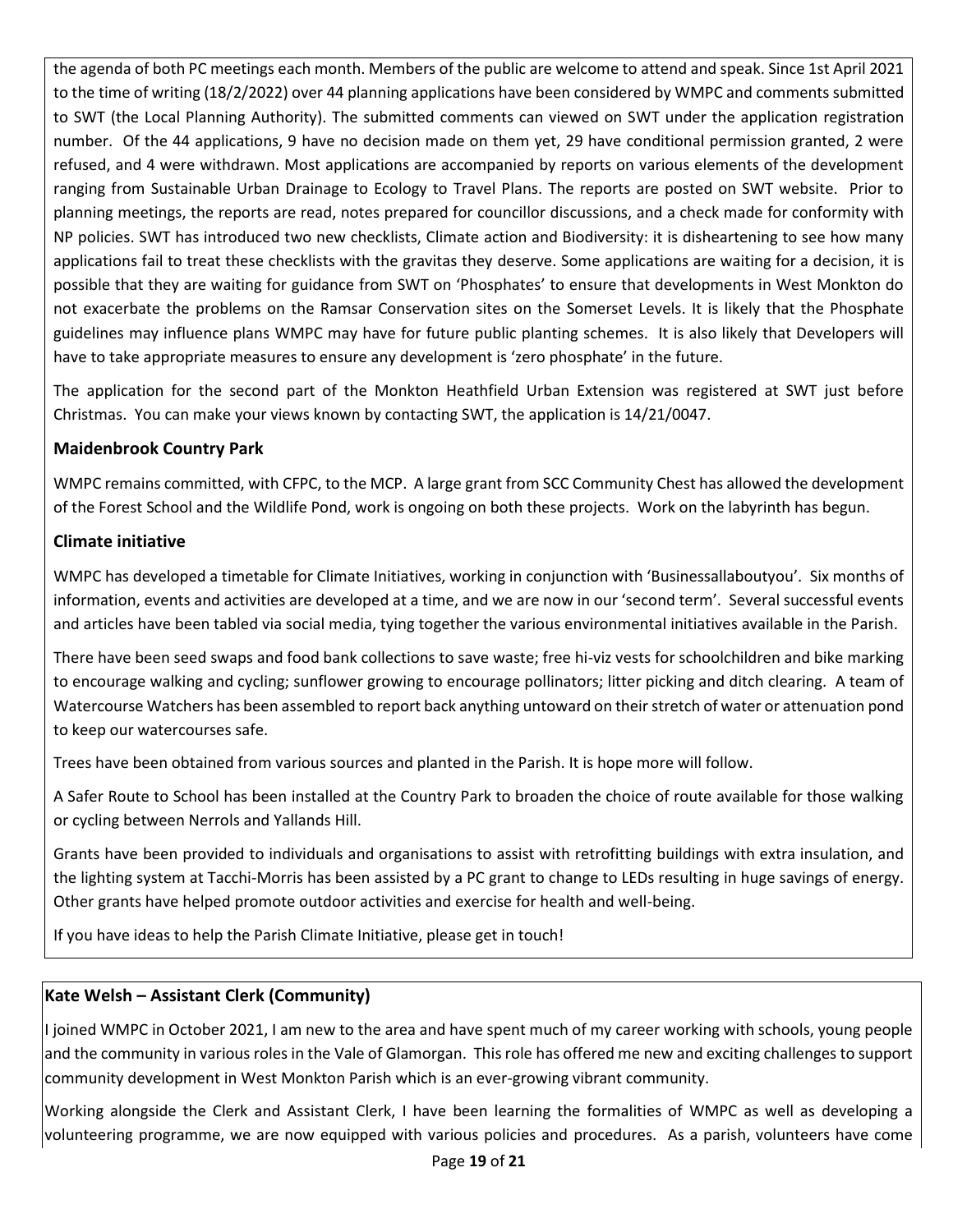the agenda of both PC meetings each month. Members of the public are welcome to attend and speak. Since 1st April 2021 to the time of writing (18/2/2022) over 44 planning applications have been considered by WMPC and comments submitted to SWT (the Local Planning Authority). The submitted comments can viewed on SWT under the application registration number. Of the 44 applications, 9 have no decision made on them yet, 29 have conditional permission granted, 2 were refused, and 4 were withdrawn. Most applications are accompanied by reports on various elements of the development ranging from Sustainable Urban Drainage to Ecology to Travel Plans. The reports are posted on SWT website. Prior to planning meetings, the reports are read, notes prepared for councillor discussions, and a check made for conformity with NP policies. SWT has introduced two new checklists, Climate action and Biodiversity: it is disheartening to see how many applications fail to treat these checklists with the gravitas they deserve. Some applications are waiting for a decision, it is possible that they are waiting for guidance from SWT on 'Phosphates' to ensure that developments in West Monkton do not exacerbate the problems on the Ramsar Conservation sites on the Somerset Levels. It is likely that the Phosphate guidelines may influence plans WMPC may have for future public planting schemes. It is also likely that Developers will have to take appropriate measures to ensure any development is 'zero phosphate' in the future.

The application for the second part of the Monkton Heathfield Urban Extension was registered at SWT just before Christmas. You can make your views known by contacting SWT, the application is 14/21/0047.

**Maidenbrook Country Park**

WMPC remains committed, with CFPC, to the MCP. A large grant from SCC Community Chest has allowed the development of the Forest School and the Wildlife Pond, work is ongoing on both these projects. Work on the labyrinth has begun.

**Climate initiative**

WMPC has developed a timetable for Climate Initiatives, working in conjunction with 'Businessallaboutyou'. Six months of information, events and activities are developed at a time, and we are now in our 'second term'. Several successful events and articles have been tabled via social media, tying together the various environmental initiatives available in the Parish.

There have been seed swaps and food bank collections to save waste; free hi-viz vests for schoolchildren and bike marking to encourage walking and cycling; sunflower growing to encourage pollinators; litter picking and ditch clearing. A team of Watercourse Watchers has been assembled to report back anything untoward on their stretch of water or attenuation pond to keep our watercourses safe.

Trees have been obtained from various sources and planted in the Parish. It is hope more will follow.

A Safer Route to School has been installed at the Country Park to broaden the choice of route available for those walking or cycling between Nerrols and Yallands Hill.

Grants have been provided to individuals and organisations to assist with retrofitting buildings with extra insulation, and the lighting system at Tacchi-Morris has been assisted by a PC grant to change to LEDs resulting in huge savings of energy. Other grants have helped promote outdoor activities and exercise for health and well-being.

If you have ideas to help the Parish Climate Initiative, please get in touch!

**Kate Welsh – Assistant Clerk (Community)**

I joined WMPC in October 2021, I am new to the area and have spent much of my career working with schools, young people and the community in various roles in the Vale of Glamorgan. This role has offered me new and exciting challenges to support community development in West Monkton Parish which is an ever-growing vibrant community.

Working alongside the Clerk and Assistant Clerk, I have been learning the formalities of WMPC as well as developing a volunteering programme, we are now equipped with various policies and procedures. As a parish, volunteers have come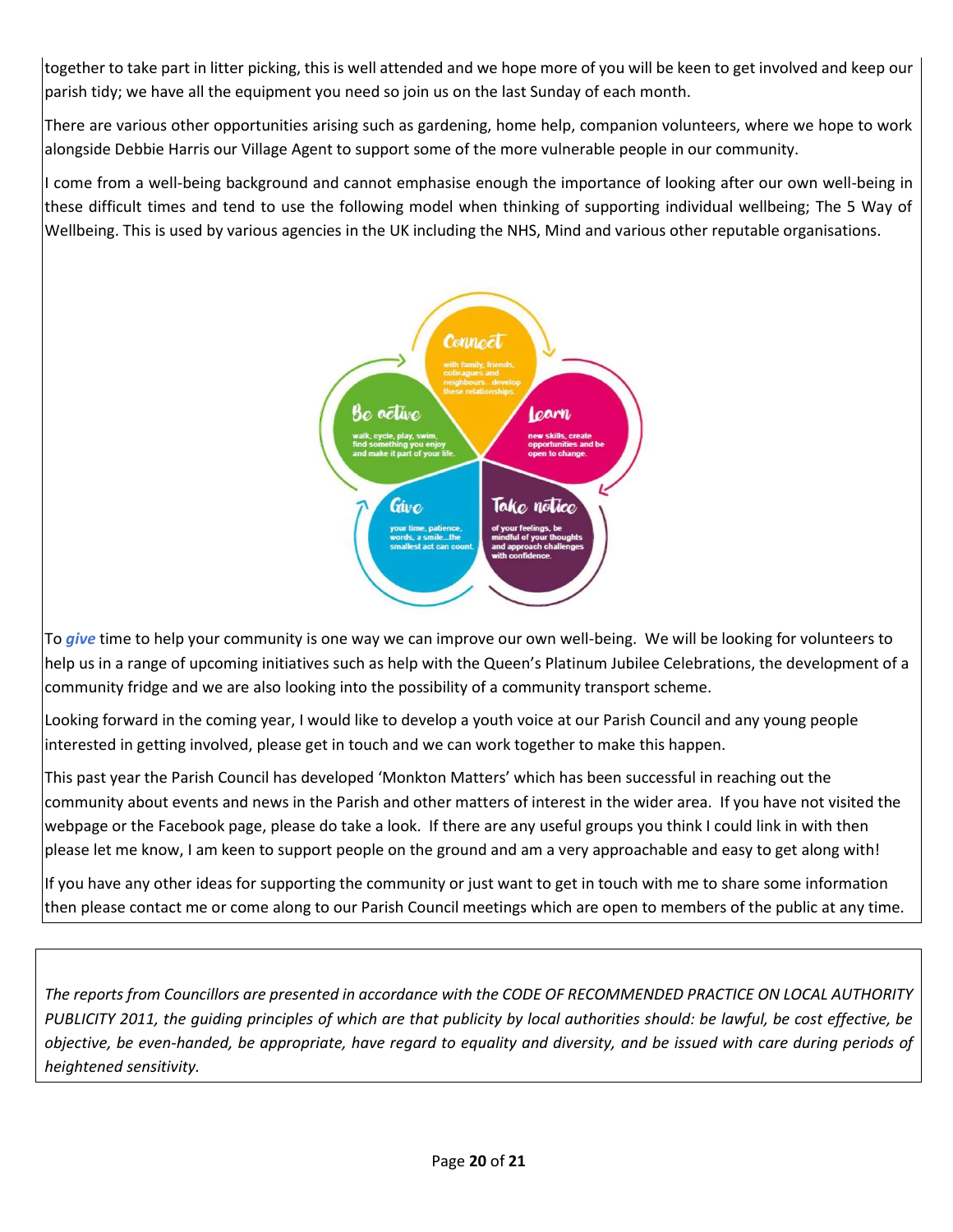together to take part in litter picking, this is well attended and we hope more of you will be keen to get involved and keep our parish tidy; we have all the equipment you need so join us on the last Sunday of each month.

There are various other opportunities arising such as gardening, home help, companion volunteers, where we hope to work alongside Debbie Harris our Village Agent to support some of the more vulnerable people in our community.

I come from a well-being background and cannot emphasise enough the importance of looking after our own well-being in these difficult times and tend to use the following model when thinking of supporting individual wellbeing; The 5 Way of Wellbeing. This is used by various agencies in the UK including the NHS, Mind and various other reputable organisations.

**Connect** with family, friends, colleagues and neighbours... develop these relationships.

**Learn** new skills, create opportunities and be open to change.

**Take notice** of your feelings, be mindful of your thoughts and approach challenges with confidence.

**Give** your time, patience, words, a smile...the smallest act can count.

**Be active** walk, cycle, play, swim, find something you enjoy and make it part of your life.

To ***give*** time to help your community is one way we can improve our own well-being. We will be looking for volunteers to help us in a range of upcoming initiatives such as help with the Queen's Platinum Jubilee Celebrations, the development of a community fridge and we are also looking into the possibility of a community transport scheme.

Looking forward in the coming year, I would like to develop a youth voice at our Parish Council and any young people interested in getting involved, please get in touch and we can work together to make this happen.

This past year the Parish Council has developed 'Monkton Matters' which has been successful in reaching out the community about events and news in the Parish and other matters of interest in the wider area. If you have not visited the webpage or the Facebook page, please do take a look. If there are any useful groups you think I could link in with then please let me know, I am keen to support people on the ground and am a very approachable and easy to get along with!

If you have any other ideas for supporting the community or just want to get in touch with me to share some information then please contact me or come along to our Parish Council meetings which are open to members of the public at any time.

*The reports from Councillors are presented in accordance with the CODE OF RECOMMENDED PRACTICE ON LOCAL AUTHORITY PUBLICITY 2011, the guiding principles of which are that publicity by local authorities should: be lawful, be cost effective, be objective, be even-handed, be appropriate, have regard to equality and diversity, and be issued with care during periods of heightened sensitivity.*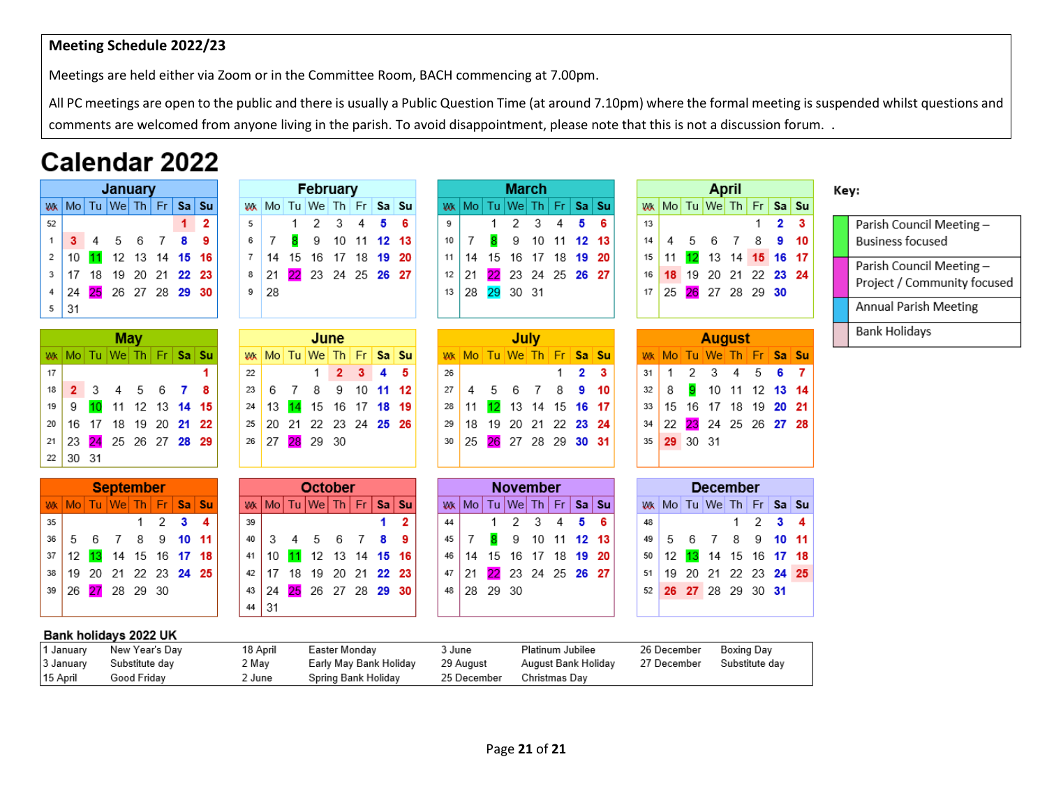**Meeting Schedule 2022/23**

Meetings are held either via Zoom or in the Committee Room, BACH commencing at 7.00pm.

All PC meetings are open to the public and there is usually a Public Question Time (at around 7.10pm) where the formal meeting is suspended whilst questions and comments are welcomed from anyone living in the parish. To avoid disappointment, please note that this is not a discussion forum. .

# Calendar 2022

**January**

| Wk | Mo | Tu | We | Th | Fr | Sa | Su |
|---|---|---|---|---|---|---|---|
| 52 | | | | | | 1 | 2 |
| 1 | 3 | 4 | 5 | 6 | 7 | 8 | 9 |
| 2 | 10 | 11 | 12 | 13 | 14 | 15 | 16 |
| 3 | 17 | 18 | 19 | 20 | 21 | 22 | 23 |
| 4 | 24 | 25 | 26 | 27 | 28 | 29 | 30 |
| 5 | 31 | | | | | | |

**February**

| Wk | Mo | Tu | We | Th | Fr | Sa | Su |
|---|---|---|---|---|---|---|---|
| 5 | | 1 | 2 | 3 | 4 | 5 | 6 |
| 6 | 7 | 8 | 9 | 10 | 11 | 12 | 13 |
| 7 | 14 | 15 | 16 | 17 | 18 | 19 | 20 |
| 8 | 21 | 22 | 23 | 24 | 25 | 26 | 27 |
| 9 | 28 | | | | | | |

**March**

| Wk | Mo | Tu | We | Th | Fr | Sa | Su |
|---|---|---|---|---|---|---|---|
| 9 | | 1 | 2 | 3 | 4 | 5 | 6 |
| 10 | 7 | 8 | 9 | 10 | 11 | 12 | 13 |
| 11 | 14 | 15 | 16 | 17 | 18 | 19 | 20 |
| 12 | 21 | 22 | 23 | 24 | 25 | 26 | 27 |
| 13 | 28 | 29 | 30 | 31 | | | |

**April**

| Wk | Mo | Tu | We | Th | Fr | Sa | Su |
|---|---|---|---|---|---|---|---|
| 13 | | | | | 1 | 2 | 3 |
| 14 | 4 | 5 | 6 | 7 | 8 | 9 | 10 |
| 15 | 11 | 12 | 13 | 14 | 15 | 16 | 17 |
| 16 | 18 | 19 | 20 | 21 | 22 | 23 | 24 |
| 17 | 25 | 26 | 27 | 28 | 29 | 30 | |

**May**

| Wk | Mo | Tu | We | Th | Fr | Sa | Su |
|---|---|---|---|---|---|---|---|
| 17 | | | | | | | 1 |
| 18 | 2 | 3 | 4 | 5 | 6 | 7 | 8 |
| 19 | 9 | 10 | 11 | 12 | 13 | 14 | 15 |
| 20 | 16 | 17 | 18 | 19 | 20 | 21 | 22 |
| 21 | 23 | 24 | 25 | 26 | 27 | 28 | 29 |
| 22 | 30 | 31 | | | | | |

**June**

| Wk | Mo | Tu | We | Th | Fr | Sa | Su |
|---|---|---|---|---|---|---|---|
| 22 | | | 1 | 2 | 3 | 4 | 5 |
| 23 | 6 | 7 | 8 | 9 | 10 | 11 | 12 |
| 24 | 13 | 14 | 15 | 16 | 17 | 18 | 19 |
| 25 | 20 | 21 | 22 | 23 | 24 | 25 | 26 |
| 26 | 27 | 28 | 29 | 30 | | | |

**July**

| Wk | Mo | Tu | We | Th | Fr | Sa | Su |
|---|---|---|---|---|---|---|---|
| 26 | | | | | 1 | 2 | 3 |
| 27 | 4 | 5 | 6 | 7 | 8 | 9 | 10 |
| 28 | 11 | 12 | 13 | 14 | 15 | 16 | 17 |
| 29 | 18 | 19 | 20 | 21 | 22 | 23 | 24 |
| 30 | 25 | 26 | 27 | 28 | 29 | 30 | 31 |

**August**

| Wk | Mo | Tu | We | Th | Fr | Sa | Su |
|---|---|---|---|---|---|---|---|
| 31 | 1 | 2 | 3 | 4 | 5 | 6 | 7 |
| 32 | 8 | 9 | 10 | 11 | 12 | 13 | 14 |
| 33 | 15 | 16 | 17 | 18 | 19 | 20 | 21 |
| 34 | 22 | 23 | 24 | 25 | 26 | 27 | 28 |
| 35 | 29 | 30 | 31 | | | | |

**September**

| Wk | Mo | Tu | We | Th | Fr | Sa | Su |
|---|---|---|---|---|---|---|---|
| 35 | | | | 1 | 2 | 3 | 4 |
| 36 | 5 | 6 | 7 | 8 | 9 | 10 | 11 |
| 37 | 12 | 13 | 14 | 15 | 16 | 17 | 18 |
| 38 | 19 | 20 | 21 | 22 | 23 | 24 | 25 |
| 39 | 26 | 27 | 28 | 29 | 30 | | |

**October**

| Wk | Mo | Tu | We | Th | Fr | Sa | Su |
|---|---|---|---|---|---|---|---|
| 39 | | | | | | 1 | 2 |
| 40 | 3 | 4 | 5 | 6 | 7 | 8 | 9 |
| 41 | 10 | 11 | 12 | 13 | 14 | 15 | 16 |
| 42 | 17 | 18 | 19 | 20 | 21 | 22 | 23 |
| 43 | 24 | 25 | 26 | 27 | 28 | 29 | 30 |
| 44 | 31 | | | | | | |

**November**

| Wk | Mo | Tu | We | Th | Fr | Sa | Su |
|---|---|---|---|---|---|---|---|
| 44 | | 1 | 2 | 3 | 4 | 5 | 6 |
| 45 | 7 | 8 | 9 | 10 | 11 | 12 | 13 |
| 46 | 14 | 15 | 16 | 17 | 18 | 19 | 20 |
| 47 | 21 | 22 | 23 | 24 | 25 | 26 | 27 |
| 48 | 28 | 29 | 30 | | | | |

**December**

| Wk | Mo | Tu | We | Th | Fr | Sa | Su |
|---|---|---|---|---|---|---|---|
| 48 | | | | 1 | 2 | 3 | 4 |
| 49 | 5 | 6 | 7 | 8 | 9 | 10 | 11 |
| 50 | 12 | 13 | 14 | 15 | 16 | 17 | 18 |
| 51 | 19 | 20 | 21 | 22 | 23 | 24 | 25 |
| 52 | 26 | 27 | 28 | 29 | 30 | 31 | |

**Key:**

| | |
|---|---|
| Green | Parish Council Meeting – Business focused |
| Magenta | Parish Council Meeting – Project / Community focused |
| Blue | Annual Parish Meeting |
| Pink | Bank Holidays |

**Bank holidays 2022 UK**

| | | | | | | | |
|---|---|---|---|---|---|---|---|
| 1 January | New Year's Day | 18 April | Easter Monday | 3 June | Platinum Jubilee | 26 December | Boxing Day |
| 3 January | Substitute day | 2 May | Early May Bank Holiday | 29 August | August Bank Holiday | 27 December | Substitute day |
| 15 April | Good Friday | 2 June | Spring Bank Holiday | 25 December | Christmas Day | | |